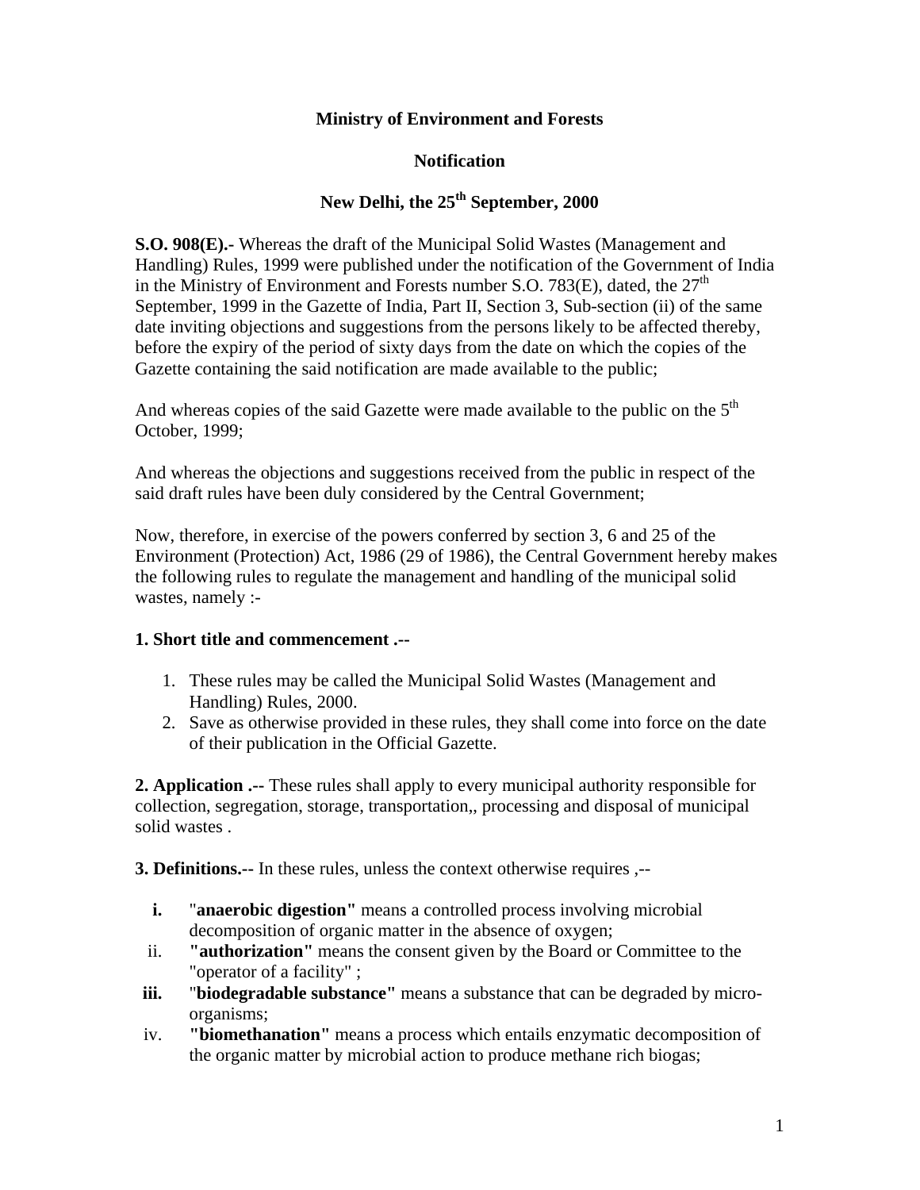**Ministry of Environment and Forests**

**Notification**

**New Delhi, the 25th September, 2000**

**S.O. 908(E).**- Whereas the draft of the Municipal Solid Wastes (Management and Handling) Rules, 1999 were published under the notification of the Government of India in the Ministry of Environment and Forests number S.O. 783(E), dated, the 27th September, 1999 in the Gazette of India, Part II, Section 3, Sub-section (ii) of the same date inviting objections and suggestions from the persons likely to be affected thereby, before the expiry of the period of sixty days from the date on which the copies of the Gazette containing the said notification are made available to the public;

And whereas copies of the said Gazette were made available to the public on the 5th October, 1999;

And whereas the objections and suggestions received from the public in respect of the said draft rules have been duly considered by the Central Government;

Now, therefore, in exercise of the powers conferred by section 3, 6 and 25 of the Environment (Protection) Act, 1986 (29 of 1986), the Central Government hereby makes the following rules to regulate the management and handling of the municipal solid wastes, namely :-

**1. Short title and commencement .--**

1. These rules may be called the Municipal Solid Wastes (Management and Handling) Rules, 2000.
2. Save as otherwise provided in these rules, they shall come into force on the date of their publication in the Official Gazette.

**2. Application .--** These rules shall apply to every municipal authority responsible for collection, segregation, storage, transportation,, processing and disposal of municipal solid wastes .

**3. Definitions.--** In these rules, unless the context otherwise requires ,--

i. "**anaerobic digestion"** means a controlled process involving microbial decomposition of organic matter in the absence of oxygen;

ii. **"authorization"** means the consent given by the Board or Committee to the "operator of a facility" ;

iii. "**biodegradable substance"** means a substance that can be degraded by micro-organisms;

iv. **"biomethanation"** means a process which entails enzymatic decomposition of the organic matter by microbial action to produce methane rich biogas;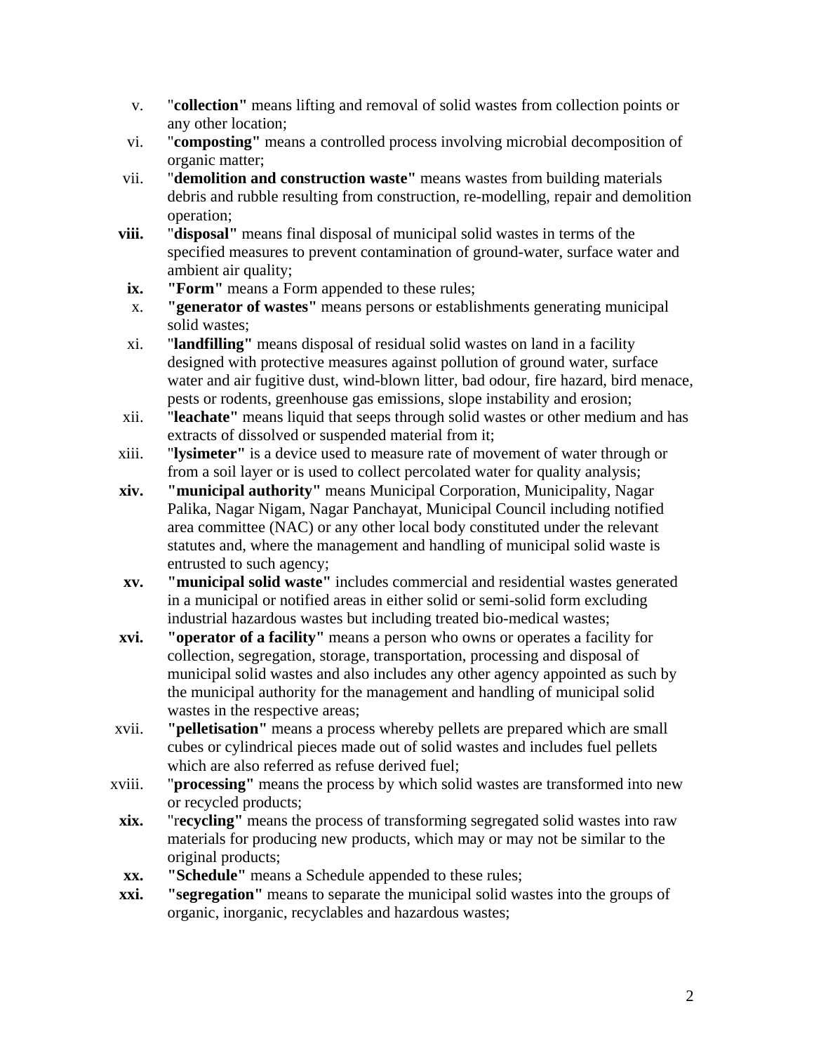v. "**collection"** means lifting and removal of solid wastes from collection points or any other location;

vi. "**composting"** means a controlled process involving microbial decomposition of organic matter;

vii. "**demolition and construction waste"** means wastes from building materials debris and rubble resulting from construction, re-modelling, repair and demolition operation;

**viii.** "**disposal"** means final disposal of municipal solid wastes in terms of the specified measures to prevent contamination of ground-water, surface water and ambient air quality;

**ix.** **"Form"** means a Form appended to these rules;

x. **"generator of wastes"** means persons or establishments generating municipal solid wastes;

xi. "**landfilling"** means disposal of residual solid wastes on land in a facility designed with protective measures against pollution of ground water, surface water and air fugitive dust, wind-blown litter, bad odour, fire hazard, bird menace, pests or rodents, greenhouse gas emissions, slope instability and erosion;

xii. "**leachate"** means liquid that seeps through solid wastes or other medium and has extracts of dissolved or suspended material from it;

xiii. "**lysimeter"** is a device used to measure rate of movement of water through or from a soil layer or is used to collect percolated water for quality analysis;

**xiv.** **"municipal authority"** means Municipal Corporation, Municipality, Nagar Palika, Nagar Nigam, Nagar Panchayat, Municipal Council including notified area committee (NAC) or any other local body constituted under the relevant statutes and, where the management and handling of municipal solid waste is entrusted to such agency;

**xv.** **"municipal solid waste"** includes commercial and residential wastes generated in a municipal or notified areas in either solid or semi-solid form excluding industrial hazardous wastes but including treated bio-medical wastes;

**xvi.** **"operator of a facility"** means a person who owns or operates a facility for collection, segregation, storage, transportation, processing and disposal of municipal solid wastes and also includes any other agency appointed as such by the municipal authority for the management and handling of municipal solid wastes in the respective areas;

xvii. **"pelletisation"** means a process whereby pellets are prepared which are small cubes or cylindrical pieces made out of solid wastes and includes fuel pellets which are also referred as refuse derived fuel;

xviii. "**processing"** means the process by which solid wastes are transformed into new or recycled products;

**xix.** "r**ecycling"** means the process of transforming segregated solid wastes into raw materials for producing new products, which may or may not be similar to the original products;

**xx.** **"Schedule"** means a Schedule appended to these rules;

**xxi.** **"segregation"** means to separate the municipal solid wastes into the groups of organic, inorganic, recyclables and hazardous wastes;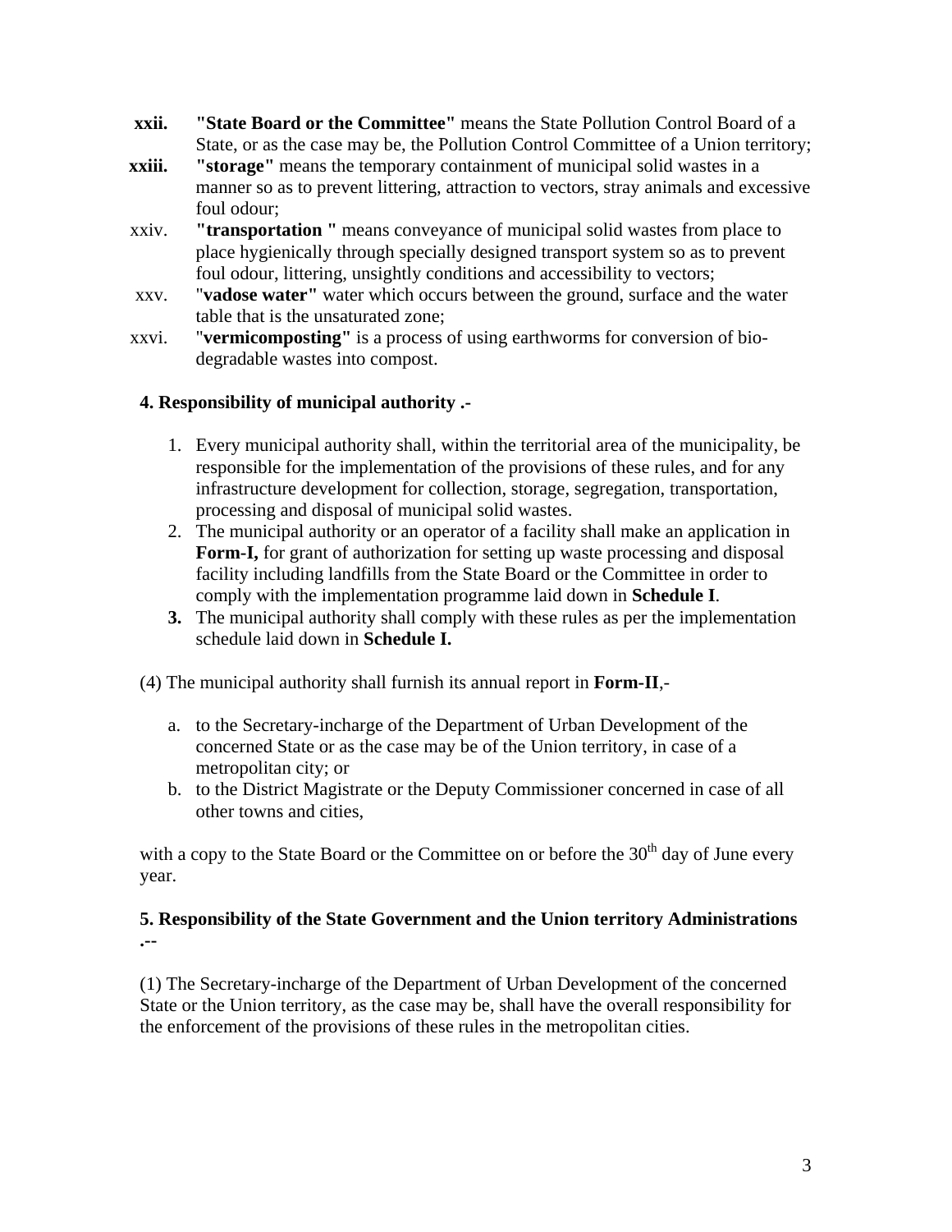**xxii.** **"State Board or the Committee"** means the State Pollution Control Board of a State, or as the case may be, the Pollution Control Committee of a Union territory;

**xxiii.** **"storage"** means the temporary containment of municipal solid wastes in a manner so as to prevent littering, attraction to vectors, stray animals and excessive foul odour;

xxiv. **"transportation "** means conveyance of municipal solid wastes from place to place hygienically through specially designed transport system so as to prevent foul odour, littering, unsightly conditions and accessibility to vectors;

xxv. "**vadose water"** water which occurs between the ground, surface and the water table that is the unsaturated zone;

xxvi. "**vermicomposting"** is a process of using earthworms for conversion of bio-degradable wastes into compost.

**4. Responsibility of municipal authority .-**

1. Every municipal authority shall, within the territorial area of the municipality, be responsible for the implementation of the provisions of these rules, and for any infrastructure development for collection, storage, segregation, transportation, processing and disposal of municipal solid wastes.
2. The municipal authority or an operator of a facility shall make an application in **Form-I,** for grant of authorization for setting up waste processing and disposal facility including landfills from the State Board or the Committee in order to comply with the implementation programme laid down in **Schedule I**.
3. The municipal authority shall comply with these rules as per the implementation schedule laid down in **Schedule I.**

(4) The municipal authority shall furnish its annual report in **Form-II**,-

a. to the Secretary-incharge of the Department of Urban Development of the concerned State or as the case may be of the Union territory, in case of a metropolitan city; or
b. to the District Magistrate or the Deputy Commissioner concerned in case of all other towns and cities,

with a copy to the State Board or the Committee on or before the 30th day of June every year.

**5. Responsibility of the State Government and the Union territory Administrations .--**

(1) The Secretary-incharge of the Department of Urban Development of the concerned State or the Union territory, as the case may be, shall have the overall responsibility for the enforcement of the provisions of these rules in the metropolitan cities.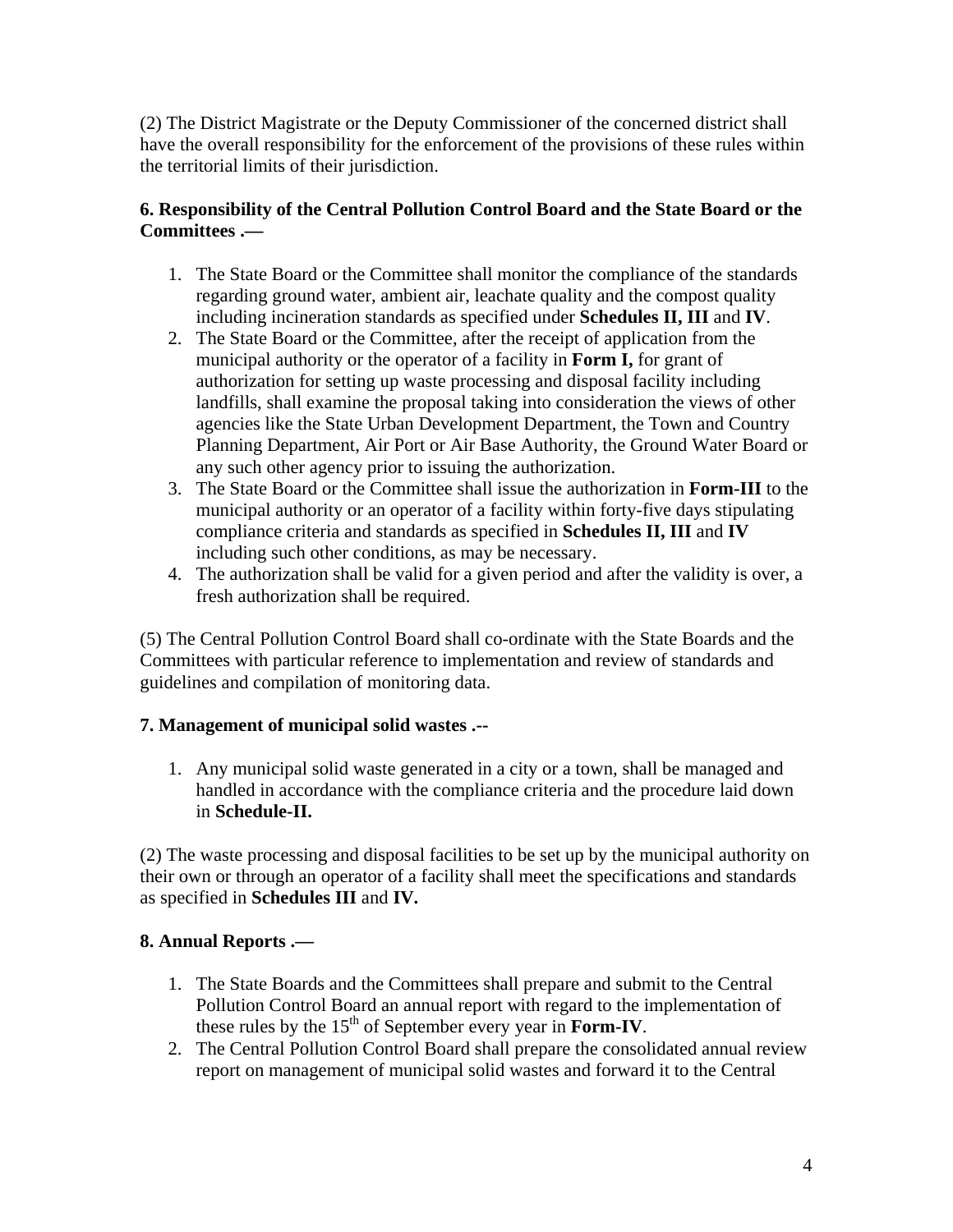(2) The District Magistrate or the Deputy Commissioner of the concerned district shall have the overall responsibility for the enforcement of the provisions of these rules within the territorial limits of their jurisdiction.

**6. Responsibility of the Central Pollution Control Board and the State Board or the Committees .—**

1. The State Board or the Committee shall monitor the compliance of the standards regarding ground water, ambient air, leachate quality and the compost quality including incineration standards as specified under **Schedules II, III** and **IV**.
2. The State Board or the Committee, after the receipt of application from the municipal authority or the operator of a facility in **Form I,** for grant of authorization for setting up waste processing and disposal facility including landfills, shall examine the proposal taking into consideration the views of other agencies like the State Urban Development Department, the Town and Country Planning Department, Air Port or Air Base Authority, the Ground Water Board or any such other agency prior to issuing the authorization.
3. The State Board or the Committee shall issue the authorization in **Form-III** to the municipal authority or an operator of a facility within forty-five days stipulating compliance criteria and standards as specified in **Schedules II, III** and **IV** including such other conditions, as may be necessary.
4. The authorization shall be valid for a given period and after the validity is over, a fresh authorization shall be required.

(5) The Central Pollution Control Board shall co-ordinate with the State Boards and the Committees with particular reference to implementation and review of standards and guidelines and compilation of monitoring data.

**7. Management of municipal solid wastes .--**

1. Any municipal solid waste generated in a city or a town, shall be managed and handled in accordance with the compliance criteria and the procedure laid down in **Schedule-II.**

(2) The waste processing and disposal facilities to be set up by the municipal authority on their own or through an operator of a facility shall meet the specifications and standards as specified in **Schedules III** and **IV.**

**8. Annual Reports .—**

1. The State Boards and the Committees shall prepare and submit to the Central Pollution Control Board an annual report with regard to the implementation of these rules by the 15th of September every year in **Form-IV**.
2. The Central Pollution Control Board shall prepare the consolidated annual review report on management of municipal solid wastes and forward it to the Central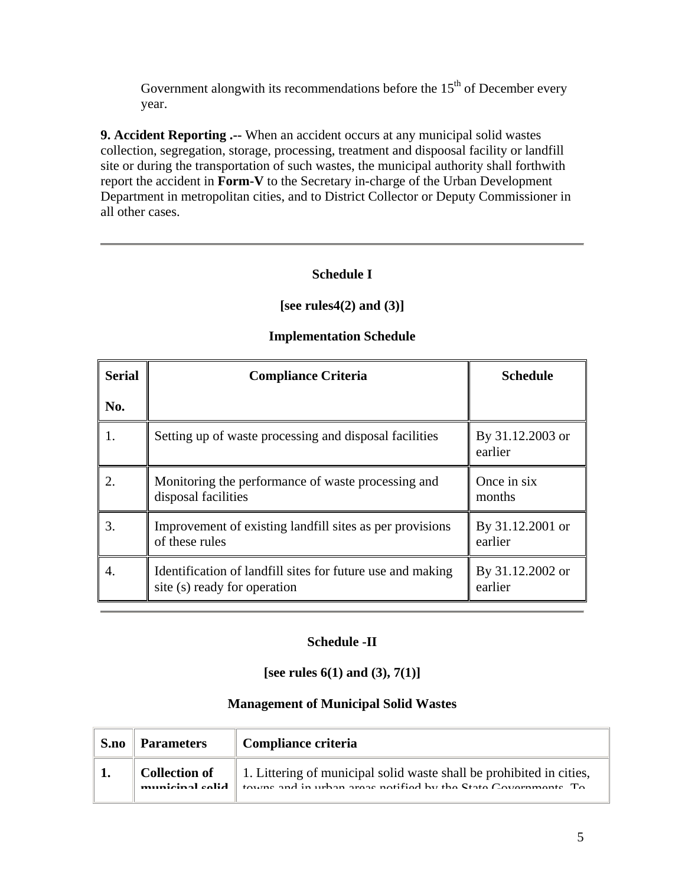Government alongwith its recommendations before the 15th of December every year.

**9. Accident Reporting .--** When an accident occurs at any municipal solid wastes collection, segregation, storage, processing, treatment and dispoosal facility or landfill site or during the transportation of such wastes, the municipal authority shall forthwith report the accident in **Form-V** to the Secretary in-charge of the Urban Development Department in metropolitan cities, and to District Collector or Deputy Commissioner in all other cases.

---

**Schedule I**

**[see rules4(2) and (3)]**

**Implementation Schedule**

| Serial No. | Compliance Criteria | Schedule |
|---|---|---|
| 1. | Setting up of waste processing and disposal facilities | By 31.12.2003 or earlier |
| 2. | Monitoring the performance of waste processing and disposal facilities | Once in six months |
| 3. | Improvement of existing landfill sites as per provisions of these rules | By 31.12.2001 or earlier |
| 4. | Identification of landfill sites for future use and making site (s) ready for operation | By 31.12.2002 or earlier |

---

**Schedule -II**

**[see rules 6(1) and (3), 7(1)]**

**Management of Municipal Solid Wastes**

| S.no | Parameters | Compliance criteria |
|---|---|---|
| **1.** | **Collection of municipal solid** | 1. Littering of municipal solid waste shall be prohibited in cities, towns and in urban areas notified by the State Governments. To |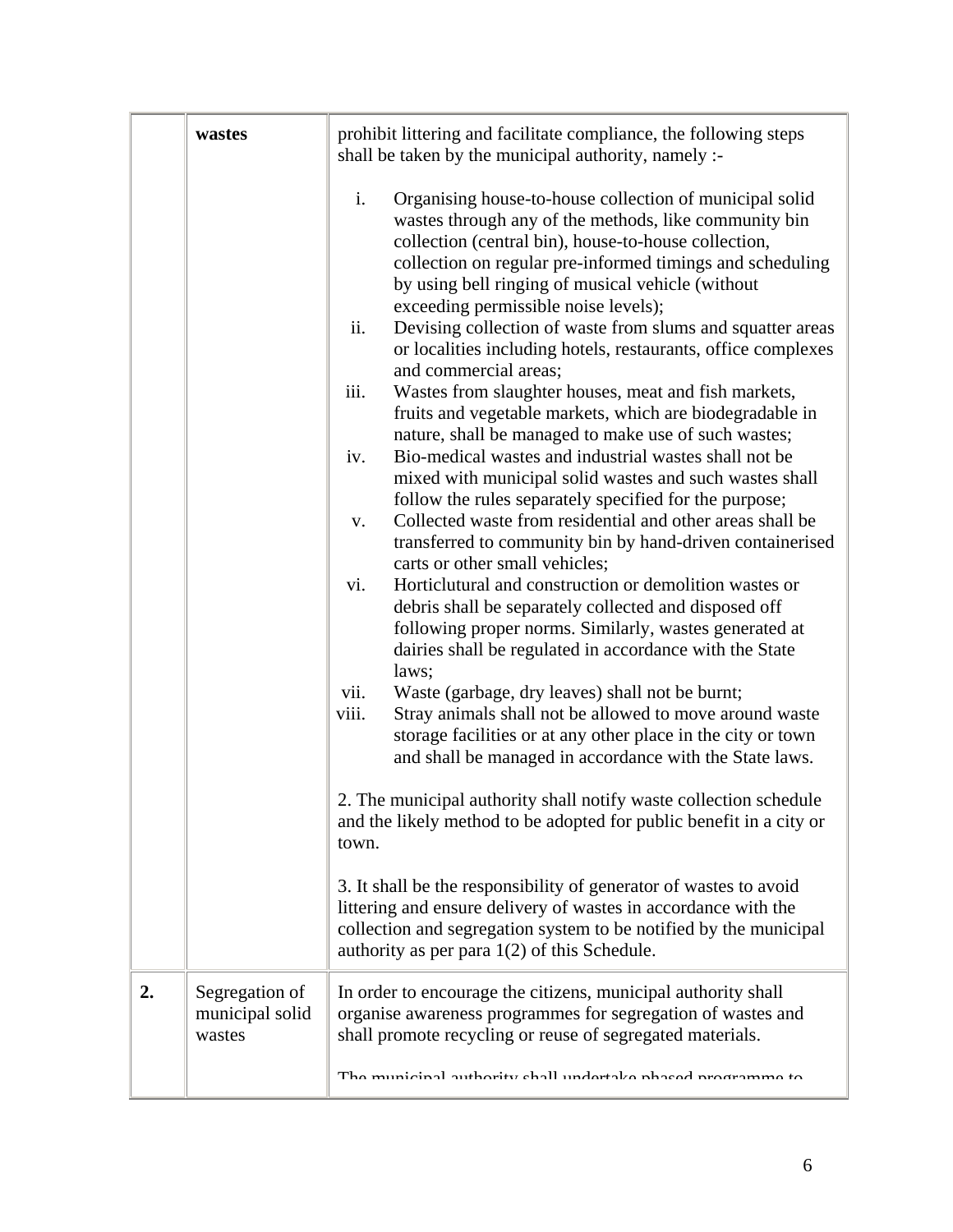| | | |
|---|---|---|
| | **wastes** | prohibit littering and facilitate compliance, the following steps shall be taken by the municipal authority, namely :-<br><br>i. Organising house-to-house collection of municipal solid wastes through any of the methods, like community bin collection (central bin), house-to-house collection, collection on regular pre-informed timings and scheduling by using bell ringing of musical vehicle (without exceeding permissible noise levels);<br>ii. Devising collection of waste from slums and squatter areas or localities including hotels, restaurants, office complexes and commercial areas;<br>iii. Wastes from slaughter houses, meat and fish markets, fruits and vegetable markets, which are biodegradable in nature, shall be managed to make use of such wastes;<br>iv. Bio-medical wastes and industrial wastes shall not be mixed with municipal solid wastes and such wastes shall follow the rules separately specified for the purpose;<br>v. Collected waste from residential and other areas shall be transferred to community bin by hand-driven containerised carts or other small vehicles;<br>vi. Horticlutural and construction or demolition wastes or debris shall be separately collected and disposed off following proper norms. Similarly, wastes generated at dairies shall be regulated in accordance with the State laws;<br>vii. Waste (garbage, dry leaves) shall not be burnt;<br>viii. Stray animals shall not be allowed to move around waste storage facilities or at any other place in the city or town and shall be managed in accordance with the State laws.<br><br>2. The municipal authority shall notify waste collection schedule and the likely method to be adopted for public benefit in a city or town.<br><br>3. It shall be the responsibility of generator of wastes to avoid littering and ensure delivery of wastes in accordance with the collection and segregation system to be notified by the municipal authority as per para 1(2) of this Schedule. |
| **2.** | Segregation of municipal solid wastes | In order to encourage the citizens, municipal authority shall organise awareness programmes for segregation of wastes and shall promote recycling or reuse of segregated materials.<br><br>The municipal authority shall undertake phased programme to |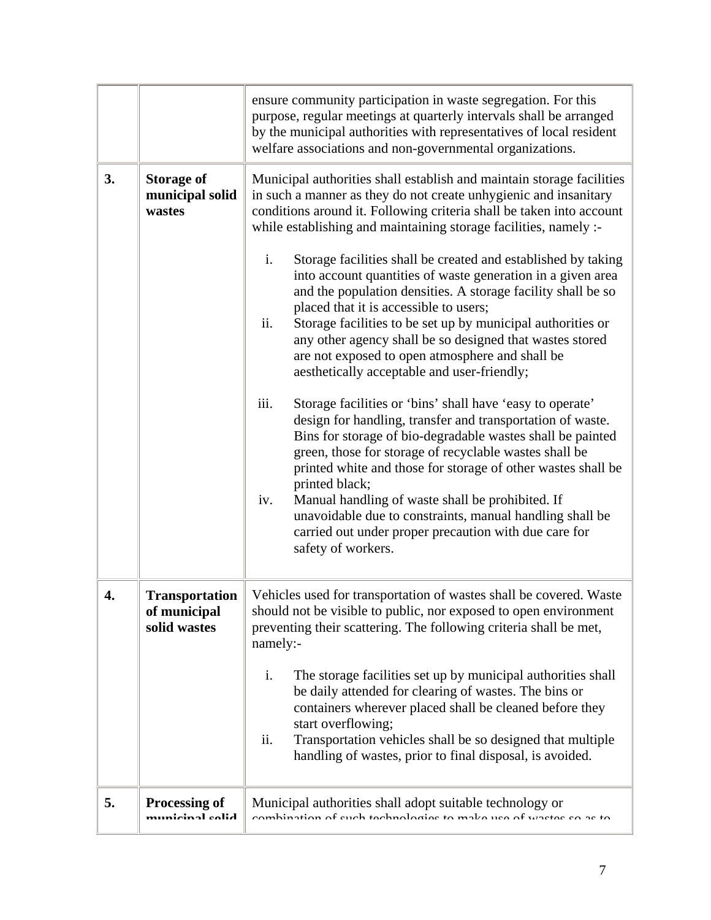| | | |
|---|---|---|
| | | ensure community participation in waste segregation. For this purpose, regular meetings at quarterly intervals shall be arranged by the municipal authorities with representatives of local resident welfare associations and non-governmental organizations. |
| **3.** | **Storage of municipal solid wastes** | Municipal authorities shall establish and maintain storage facilities in such a manner as they do not create unhygienic and insanitary conditions around it. Following criteria shall be taken into account while establishing and maintaining storage facilities, namely :- <br><br> i. Storage facilities shall be created and established by taking into account quantities of waste generation in a given area and the population densities. A storage facility shall be so placed that it is accessible to users; <br> ii. Storage facilities to be set up by municipal authorities or any other agency shall be so designed that wastes stored are not exposed to open atmosphere and shall be aesthetically acceptable and user-friendly; <br><br> iii. Storage facilities or 'bins' shall have 'easy to operate' design for handling, transfer and transportation of waste. Bins for storage of bio-degradable wastes shall be painted green, those for storage of recyclable wastes shall be printed white and those for storage of other wastes shall be printed black; <br> iv. Manual handling of waste shall be prohibited. If unavoidable due to constraints, manual handling shall be carried out under proper precaution with due care for safety of workers. |
| **4.** | **Transportation of municipal solid wastes** | Vehicles used for transportation of wastes shall be covered. Waste should not be visible to public, nor exposed to open environment preventing their scattering. The following criteria shall be met, namely:- <br><br> i. The storage facilities set up by municipal authorities shall be daily attended for clearing of wastes. The bins or containers wherever placed shall be cleaned before they start overflowing; <br> ii. Transportation vehicles shall be so designed that multiple handling of wastes, prior to final disposal, is avoided. |
| **5.** | **Processing of municipal solid** | Municipal authorities shall adopt suitable technology or combination of such technologies to make use of wastes so as to |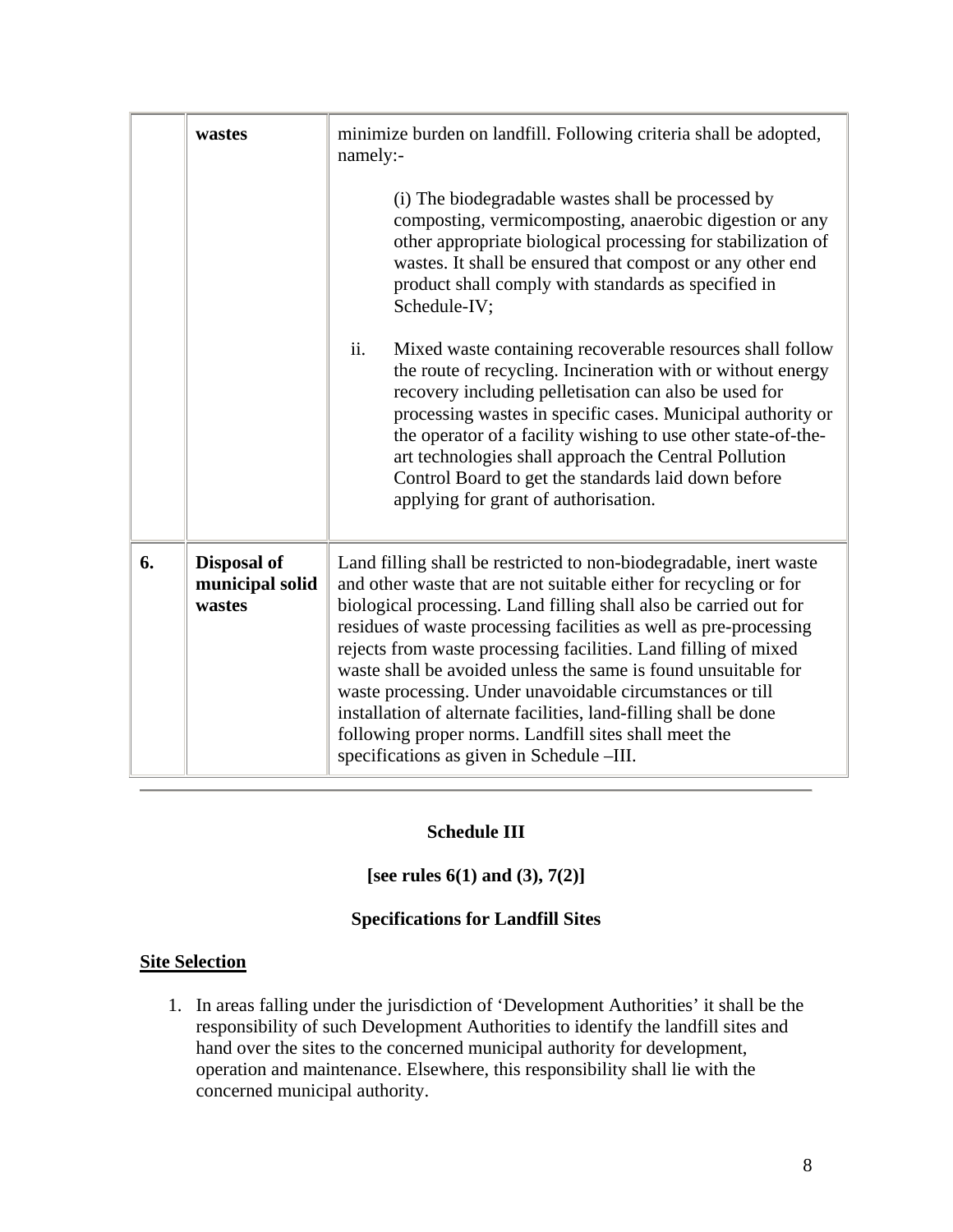| | | |
|---|---|---|
| | **wastes** | minimize burden on landfill. Following criteria shall be adopted, namely:-<br><br>(i) The biodegradable wastes shall be processed by composting, vermicomposting, anaerobic digestion or any other appropriate biological processing for stabilization of wastes. It shall be ensured that compost or any other end product shall comply with standards as specified in Schedule-IV;<br><br>ii. Mixed waste containing recoverable resources shall follow the route of recycling. Incineration with or without energy recovery including pelletisation can also be used for processing wastes in specific cases. Municipal authority or the operator of a facility wishing to use other state-of-the-art technologies shall approach the Central Pollution Control Board to get the standards laid down before applying for grant of authorisation. |
| **6.** | **Disposal of municipal solid wastes** | Land filling shall be restricted to non-biodegradable, inert waste and other waste that are not suitable either for recycling or for biological processing. Land filling shall also be carried out for residues of waste processing facilities as well as pre-processing rejects from waste processing facilities. Land filling of mixed waste shall be avoided unless the same is found unsuitable for waste processing. Under unavoidable circumstances or till installation of alternate facilities, land-filling shall be done following proper norms. Landfill sites shall meet the specifications as given in Schedule –III. |

---

**Schedule III**

**[see rules 6(1) and (3), 7(2)]**

**Specifications for Landfill Sites**

**Site Selection**

1. In areas falling under the jurisdiction of 'Development Authorities' it shall be the responsibility of such Development Authorities to identify the landfill sites and hand over the sites to the concerned municipal authority for development, operation and maintenance. Elsewhere, this responsibility shall lie with the concerned municipal authority.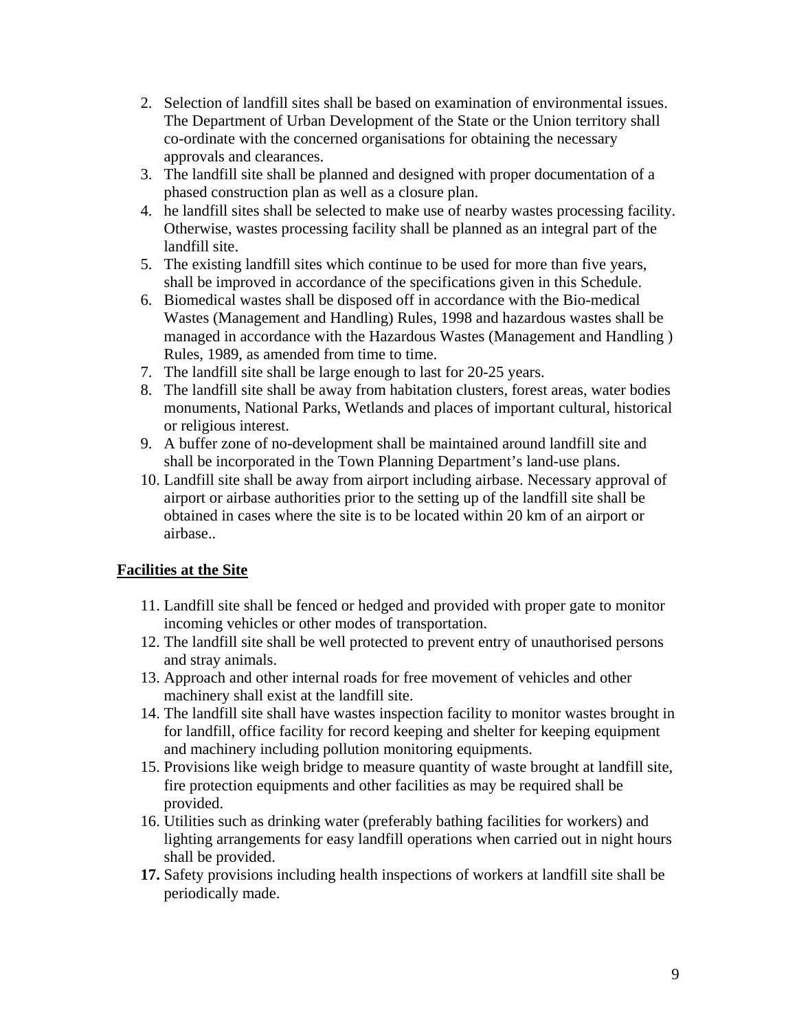2. Selection of landfill sites shall be based on examination of environmental issues. The Department of Urban Development of the State or the Union territory shall co-ordinate with the concerned organisations for obtaining the necessary approvals and clearances.
3. The landfill site shall be planned and designed with proper documentation of a phased construction plan as well as a closure plan.
4. he landfill sites shall be selected to make use of nearby wastes processing facility. Otherwise, wastes processing facility shall be planned as an integral part of the landfill site.
5. The existing landfill sites which continue to be used for more than five years, shall be improved in accordance of the specifications given in this Schedule.
6. Biomedical wastes shall be disposed off in accordance with the Bio-medical Wastes (Management and Handling) Rules, 1998 and hazardous wastes shall be managed in accordance with the Hazardous Wastes (Management and Handling ) Rules, 1989, as amended from time to time.
7. The landfill site shall be large enough to last for 20-25 years.
8. The landfill site shall be away from habitation clusters, forest areas, water bodies monuments, National Parks, Wetlands and places of important cultural, historical or religious interest.
9. A buffer zone of no-development shall be maintained around landfill site and shall be incorporated in the Town Planning Department's land-use plans.
10. Landfill site shall be away from airport including airbase. Necessary approval of airport or airbase authorities prior to the setting up of the landfill site shall be obtained in cases where the site is to be located within 20 km of an airport or airbase..

**Facilities at the Site**

11. Landfill site shall be fenced or hedged and provided with proper gate to monitor incoming vehicles or other modes of transportation.
12. The landfill site shall be well protected to prevent entry of unauthorised persons and stray animals.
13. Approach and other internal roads for free movement of vehicles and other machinery shall exist at the landfill site.
14. The landfill site shall have wastes inspection facility to monitor wastes brought in for landfill, office facility for record keeping and shelter for keeping equipment and machinery including pollution monitoring equipments.
15. Provisions like weigh bridge to measure quantity of waste brought at landfill site, fire protection equipments and other facilities as may be required shall be provided.
16. Utilities such as drinking water (preferably bathing facilities for workers) and lighting arrangements for easy landfill operations when carried out in night hours shall be provided.
17. Safety provisions including health inspections of workers at landfill site shall be periodically made.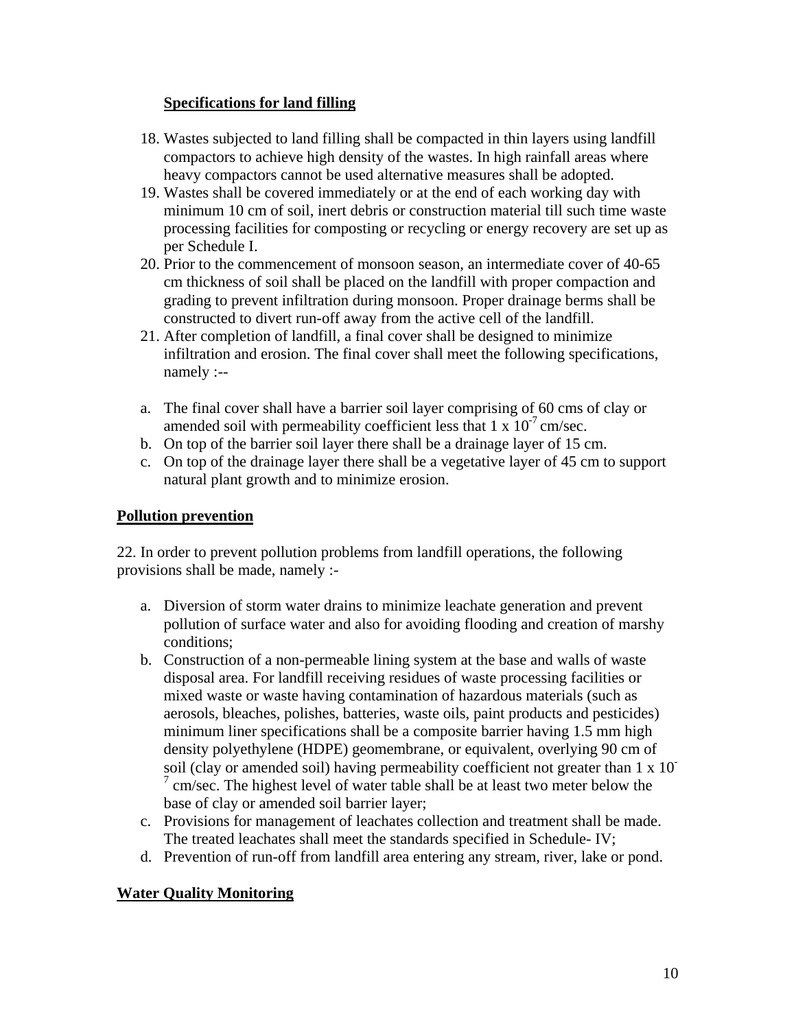**Specifications for land filling**

18. Wastes subjected to land filling shall be compacted in thin layers using landfill compactors to achieve high density of the wastes. In high rainfall areas where heavy compactors cannot be used alternative measures shall be adopted.
19. Wastes shall be covered immediately or at the end of each working day with minimum 10 cm of soil, inert debris or construction material till such time waste processing facilities for composting or recycling or energy recovery are set up as per Schedule I.
20. Prior to the commencement of monsoon season, an intermediate cover of 40-65 cm thickness of soil shall be placed on the landfill with proper compaction and grading to prevent infiltration during monsoon. Proper drainage berms shall be constructed to divert run-off away from the active cell of the landfill.
21. After completion of landfill, a final cover shall be designed to minimize infiltration and erosion. The final cover shall meet the following specifications, namely :--

a. The final cover shall have a barrier soil layer comprising of 60 cms of clay or amended soil with permeability coefficient less that $1 \times 10^{-7}$ cm/sec.
b. On top of the barrier soil layer there shall be a drainage layer of 15 cm.
c. On top of the drainage layer there shall be a vegetative layer of 45 cm to support natural plant growth and to minimize erosion.

**Pollution prevention**

22. In order to prevent pollution problems from landfill operations, the following provisions shall be made, namely :-

a. Diversion of storm water drains to minimize leachate generation and prevent pollution of surface water and also for avoiding flooding and creation of marshy conditions;
b. Construction of a non-permeable lining system at the base and walls of waste disposal area. For landfill receiving residues of waste processing facilities or mixed waste or waste having contamination of hazardous materials (such as aerosols, bleaches, polishes, batteries, waste oils, paint products and pesticides) minimum liner specifications shall be a composite barrier having 1.5 mm high density polyethylene (HDPE) geomembrane, or equivalent, overlying 90 cm of soil (clay or amended soil) having permeability coefficient not greater than $1 \times 10^{-7}$ cm/sec. The highest level of water table shall be at least two meter below the base of clay or amended soil barrier layer;
c. Provisions for management of leachates collection and treatment shall be made. The treated leachates shall meet the standards specified in Schedule- IV;
d. Prevention of run-off from landfill area entering any stream, river, lake or pond.

**Water Quality Monitoring**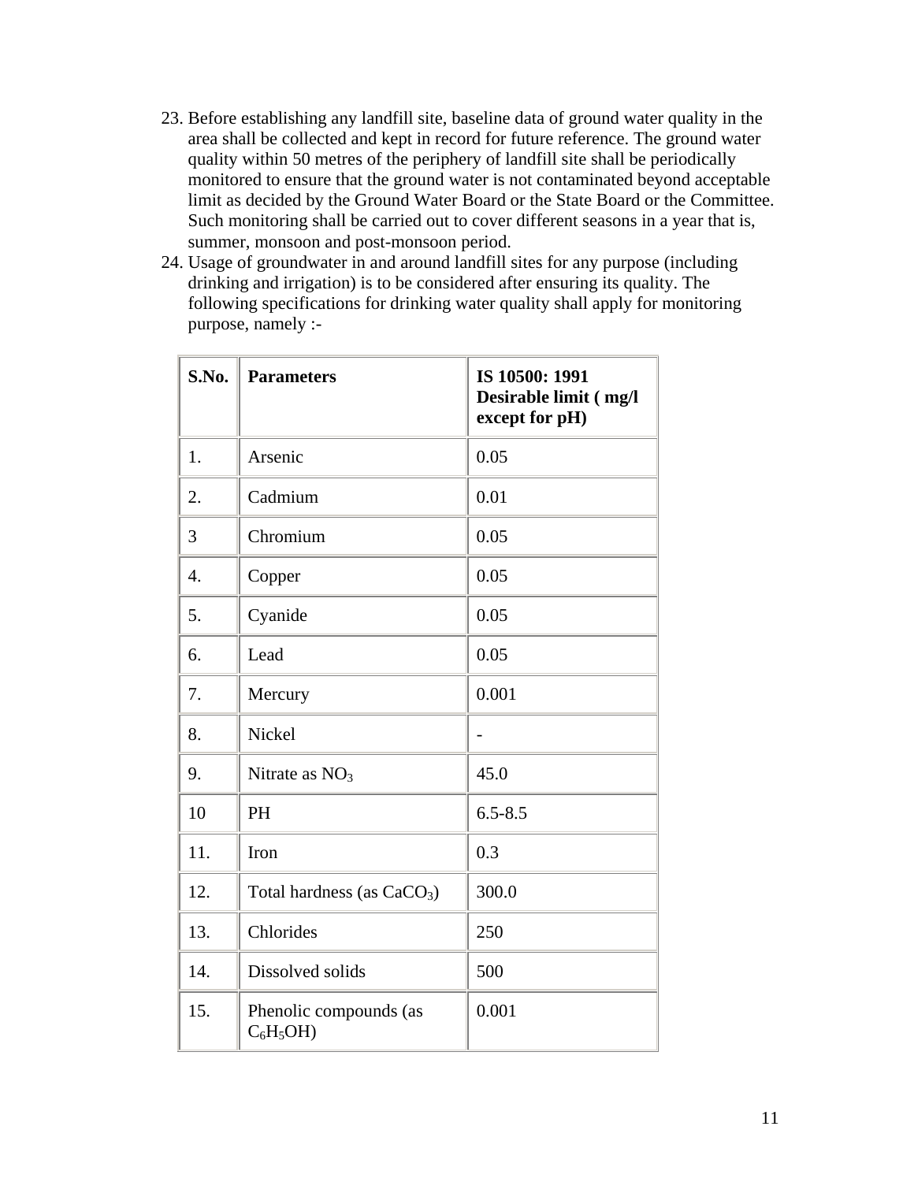23. Before establishing any landfill site, baseline data of ground water quality in the area shall be collected and kept in record for future reference. The ground water quality within 50 metres of the periphery of landfill site shall be periodically monitored to ensure that the ground water is not contaminated beyond acceptable limit as decided by the Ground Water Board or the State Board or the Committee. Such monitoring shall be carried out to cover different seasons in a year that is, summer, monsoon and post-monsoon period.
24. Usage of groundwater in and around landfill sites for any purpose (including drinking and irrigation) is to be considered after ensuring its quality. The following specifications for drinking water quality shall apply for monitoring purpose, namely :-

| **S.No.** | **Parameters** | **IS 10500: 1991 Desirable limit ( mg/l except for pH)** |
|---|---|---|
| 1. | Arsenic | 0.05 |
| 2. | Cadmium | 0.01 |
| 3 | Chromium | 0.05 |
| 4. | Copper | 0.05 |
| 5. | Cyanide | 0.05 |
| 6. | Lead | 0.05 |
| 7. | Mercury | 0.001 |
| 8. | Nickel | - |
| 9. | Nitrate as $NO_3$ | 45.0 |
| 10 | PH | 6.5-8.5 |
| 11. | Iron | 0.3 |
| 12. | Total hardness (as $CaCO_3$) | 300.0 |
| 13. | Chlorides | 250 |
| 14. | Dissolved solids | 500 |
| 15. | Phenolic compounds (as $C_6H_5OH$) | 0.001 |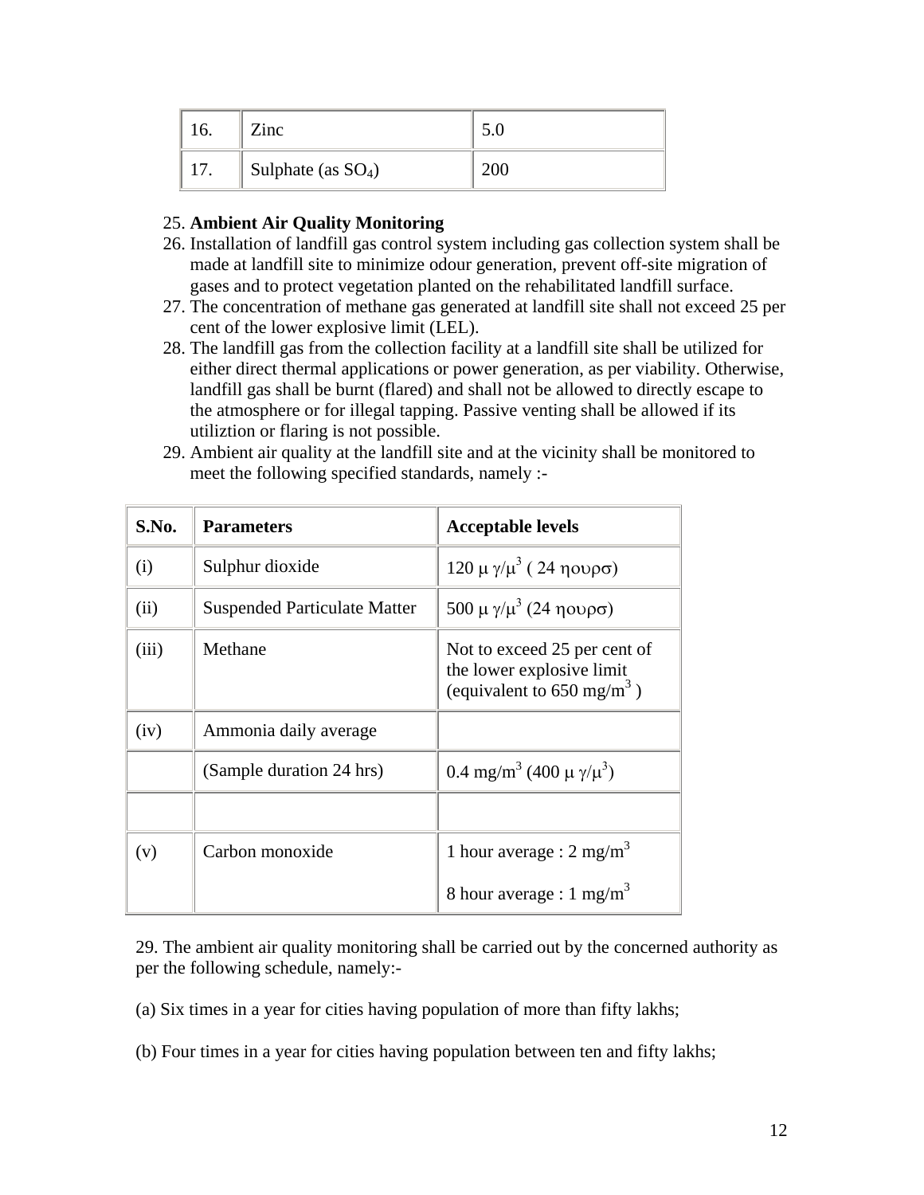| 16. | Zinc | 5.0 |
|---|---|---|
| 17. | Sulphate (as $SO_4$) | 200 |

25. **Ambient Air Quality Monitoring**
26. Installation of landfill gas control system including gas collection system shall be made at landfill site to minimize odour generation, prevent off-site migration of gases and to protect vegetation planted on the rehabilitated landfill surface.
27. The concentration of methane gas generated at landfill site shall not exceed 25 per cent of the lower explosive limit (LEL).
28. The landfill gas from the collection facility at a landfill site shall be utilized for either direct thermal applications or power generation, as per viability. Otherwise, landfill gas shall be burnt (flared) and shall not be allowed to directly escape to the atmosphere or for illegal tapping. Passive venting shall be allowed if its utiliztion or flaring is not possible.
29. Ambient air quality at the landfill site and at the vicinity shall be monitored to meet the following specified standards, namely :-

| S.No. | Parameters | Acceptable levels |
|---|---|---|
| (i) | Sulphur dioxide | 120 μ γ/μ$^3$ ( 24 ηουρσ) |
| (ii) | Suspended Particulate Matter | 500 μ γ/μ$^3$ (24 ηουρσ) |
| (iii) | Methane | Not to exceed 25 per cent of the lower explosive limit (equivalent to 650 mg/m$^3$ ) |
| (iv) | Ammonia daily average | |
| | (Sample duration 24 hrs) | 0.4 mg/m$^3$ (400 μ γ/μ$^3$) |
| | | |
| (v) | Carbon monoxide | 1 hour average : 2 mg/m$^3$<br><br>8 hour average : 1 mg/m$^3$ |

29. The ambient air quality monitoring shall be carried out by the concerned authority as per the following schedule, namely:-

(a) Six times in a year for cities having population of more than fifty lakhs;

(b) Four times in a year for cities having population between ten and fifty lakhs;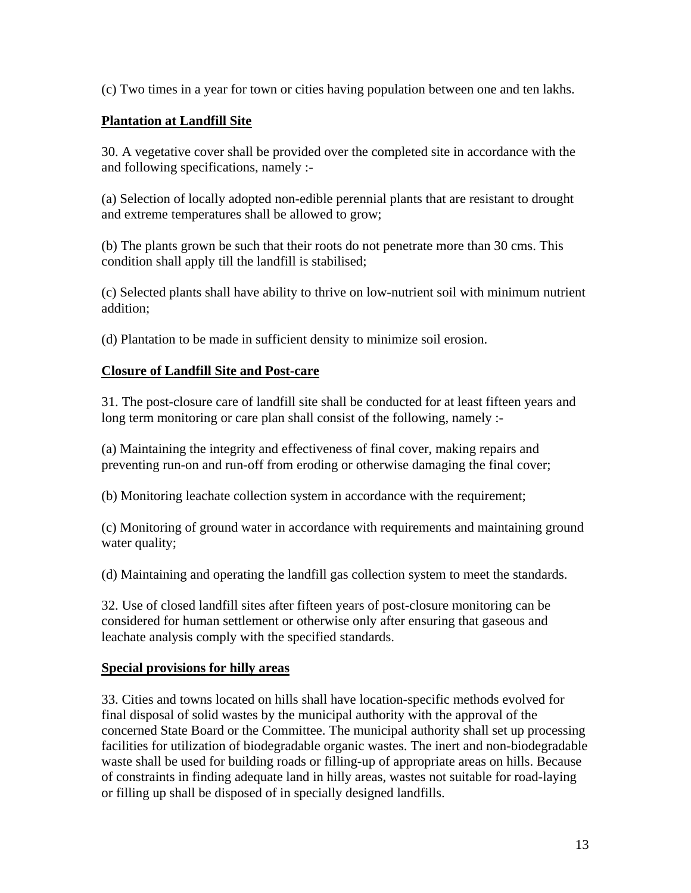(c) Two times in a year for town or cities having population between one and ten lakhs.

**<u>Plantation at Landfill Site</u>**

30. A vegetative cover shall be provided over the completed site in accordance with the and following specifications, namely :-

(a) Selection of locally adopted non-edible perennial plants that are resistant to drought and extreme temperatures shall be allowed to grow;

(b) The plants grown be such that their roots do not penetrate more than 30 cms. This condition shall apply till the landfill is stabilised;

(c) Selected plants shall have ability to thrive on low-nutrient soil with minimum nutrient addition;

(d) Plantation to be made in sufficient density to minimize soil erosion.

**<u>Closure of Landfill Site and Post-care</u>**

31. The post-closure care of landfill site shall be conducted for at least fifteen years and long term monitoring or care plan shall consist of the following, namely :-

(a) Maintaining the integrity and effectiveness of final cover, making repairs and preventing run-on and run-off from eroding or otherwise damaging the final cover;

(b) Monitoring leachate collection system in accordance with the requirement;

(c) Monitoring of ground water in accordance with requirements and maintaining ground water quality;

(d) Maintaining and operating the landfill gas collection system to meet the standards.

32. Use of closed landfill sites after fifteen years of post-closure monitoring can be considered for human settlement or otherwise only after ensuring that gaseous and leachate analysis comply with the specified standards.

**<u>Special provisions for hilly areas</u>**

33. Cities and towns located on hills shall have location-specific methods evolved for final disposal of solid wastes by the municipal authority with the approval of the concerned State Board or the Committee. The municipal authority shall set up processing facilities for utilization of biodegradable organic wastes. The inert and non-biodegradable waste shall be used for building roads or filling-up of appropriate areas on hills. Because of constraints in finding adequate land in hilly areas, wastes not suitable for road-laying or filling up shall be disposed of in specially designed landfills.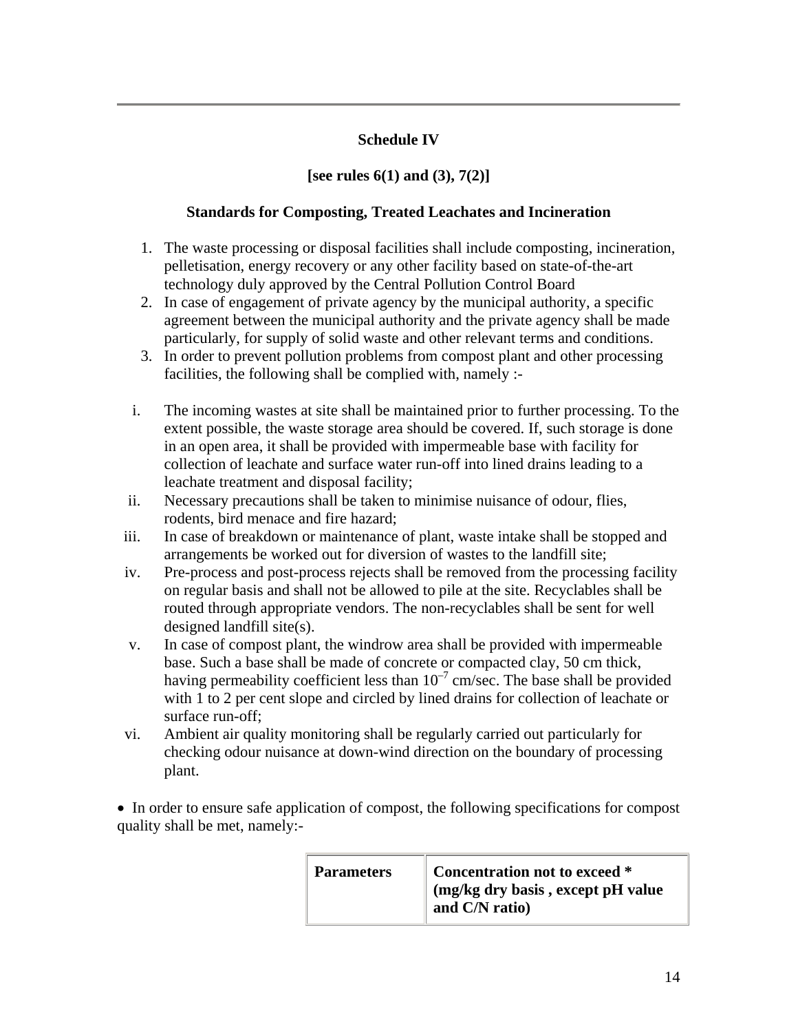## Schedule IV

**[see rules 6(1) and (3), 7(2)]**

**Standards for Composting, Treated Leachates and Incineration**

1. The waste processing or disposal facilities shall include composting, incineration, pelletisation, energy recovery or any other facility based on state-of-the-art technology duly approved by the Central Pollution Control Board
2. In case of engagement of private agency by the municipal authority, a specific agreement between the municipal authority and the private agency shall be made particularly, for supply of solid waste and other relevant terms and conditions.
3. In order to prevent pollution problems from compost plant and other processing facilities, the following shall be complied with, namely :-

i. The incoming wastes at site shall be maintained prior to further processing. To the extent possible, the waste storage area should be covered. If, such storage is done in an open area, it shall be provided with impermeable base with facility for collection of leachate and surface water run-off into lined drains leading to a leachate treatment and disposal facility;

ii. Necessary precautions shall be taken to minimise nuisance of odour, flies, rodents, bird menace and fire hazard;

iii. In case of breakdown or maintenance of plant, waste intake shall be stopped and arrangements be worked out for diversion of wastes to the landfill site;

iv. Pre-process and post-process rejects shall be removed from the processing facility on regular basis and shall not be allowed to pile at the site. Recyclables shall be routed through appropriate vendors. The non-recyclables shall be sent for well designed landfill site(s).

v. In case of compost plant, the windrow area shall be provided with impermeable base. Such a base shall be made of concrete or compacted clay, 50 cm thick, having permeability coefficient less than $10^{-7}$ cm/sec. The base shall be provided with 1 to 2 per cent slope and circled by lined drains for collection of leachate or surface run-off;

vi. Ambient air quality monitoring shall be regularly carried out particularly for checking odour nuisance at down-wind direction on the boundary of processing plant.

- In order to ensure safe application of compost, the following specifications for compost quality shall be met, namely:-

| Parameters | Concentration not to exceed * (mg/kg dry basis , except pH value and C/N ratio) |
|---|---|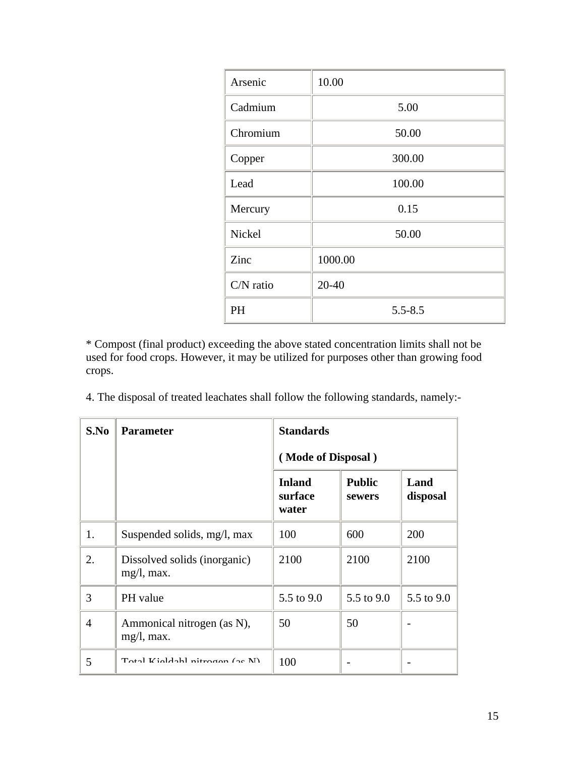| | |
|---|---|
| Arsenic | 10.00 |
| Cadmium | 5.00 |
| Chromium | 50.00 |
| Copper | 300.00 |
| Lead | 100.00 |
| Mercury | 0.15 |
| Nickel | 50.00 |
| Zinc | 1000.00 |
| C/N ratio | 20-40 |
| PH | 5.5-8.5 |

* Compost (final product) exceeding the above stated concentration limits shall not be used for food crops. However, it may be utilized for purposes other than growing food crops.

4. The disposal of treated leachates shall follow the following standards, namely:-

| **S.No** | **Parameter** | **Standards ( Mode of Disposal )** | | |
|---|---|---|---|---|
| | | **Inland surface water** | **Public sewers** | **Land disposal** |
| 1. | Suspended solids, mg/l, max | 100 | 600 | 200 |
| 2. | Dissolved solids (inorganic) mg/l, max. | 2100 | 2100 | 2100 |
| 3 | PH value | 5.5 to 9.0 | 5.5 to 9.0 | 5.5 to 9.0 |
| 4 | Ammonical nitrogen (as N), mg/l, max. | 50 | 50 | - |
| 5 | Total Kjeldahl nitrogen (as N) | 100 | - | - |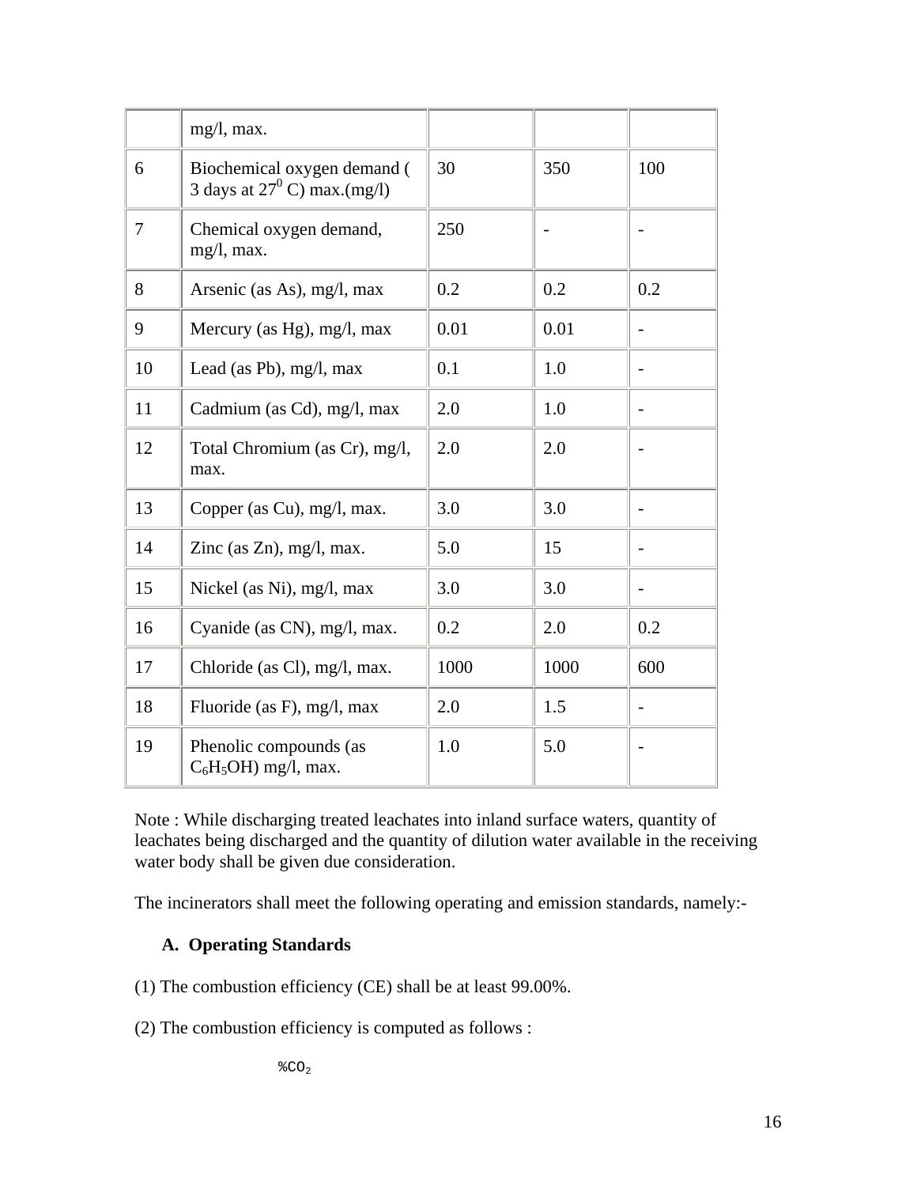| | mg/l, max. | | | |
|---|---|---|---|---|
| 6 | Biochemical oxygen demand ( 3 days at $27^0$ C) max.(mg/l) | 30 | 350 | 100 |
| 7 | Chemical oxygen demand, mg/l, max. | 250 | - | - |
| 8 | Arsenic (as As), mg/l, max | 0.2 | 0.2 | 0.2 |
| 9 | Mercury (as Hg), mg/l, max | 0.01 | 0.01 | - |
| 10 | Lead (as Pb), mg/l, max | 0.1 | 1.0 | - |
| 11 | Cadmium (as Cd), mg/l, max | 2.0 | 1.0 | - |
| 12 | Total Chromium (as Cr), mg/l, max. | 2.0 | 2.0 | - |
| 13 | Copper (as Cu), mg/l, max. | 3.0 | 3.0 | - |
| 14 | Zinc (as Zn), mg/l, max. | 5.0 | 15 | - |
| 15 | Nickel (as Ni), mg/l, max | 3.0 | 3.0 | - |
| 16 | Cyanide (as CN), mg/l, max. | 0.2 | 2.0 | 0.2 |
| 17 | Chloride (as Cl), mg/l, max. | 1000 | 1000 | 600 |
| 18 | Fluoride (as F), mg/l, max | 2.0 | 1.5 | - |
| 19 | Phenolic compounds (as $C_6H_5OH$) mg/l, max. | 1.0 | 5.0 | - |

Note : While discharging treated leachates into inland surface waters, quantity of leachates being discharged and the quantity of dilution water available in the receiving water body shall be given due consideration.

The incinerators shall meet the following operating and emission standards, namely:-

**A. Operating Standards**

(1) The combustion efficiency (CE) shall be at least 99.00%.

(2) The combustion efficiency is computed as follows :

$\%CO_2$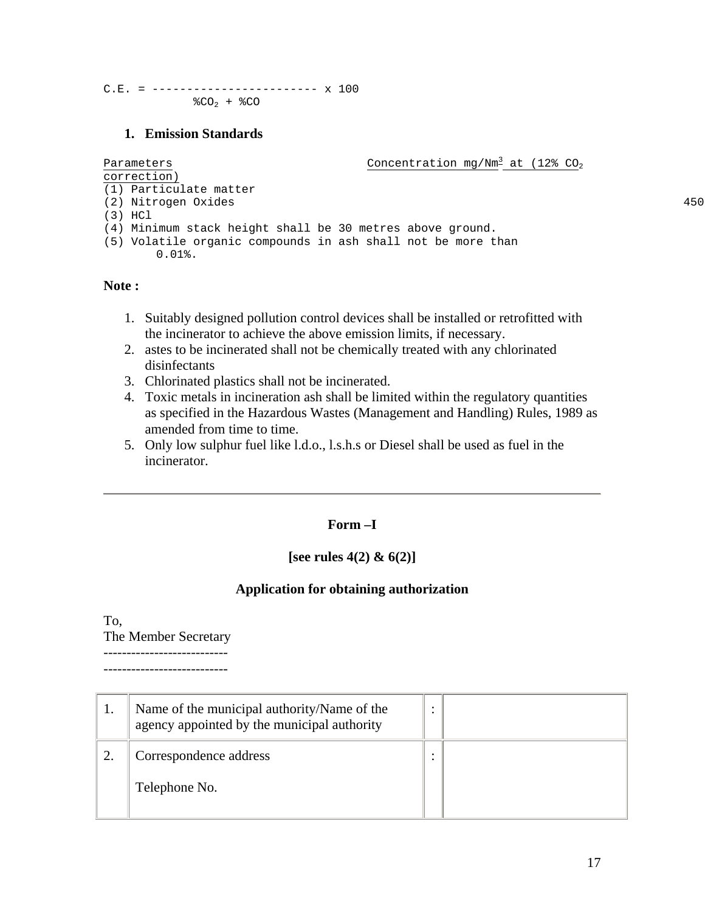```
C.E. = ------------------------ x 100
            %CO2 + %CO
```

$$C.E. = \frac{}{\%CO_2 + \%CO} \times 100$$

1. **Emission Standards**

| Parameters | Concentration mg/Nm³ at (12% $CO_2$ correction) |
|---|---|
| (1) Particulate matter | |
| (2) Nitrogen Oxides | 450 |
| (3) HCl | |

(4) Minimum stack height shall be 30 metres above ground.

(5) Volatile organic compounds in ash shall not be more than 0.01%.

**Note :**

1. Suitably designed pollution control devices shall be installed or retrofitted with the incinerator to achieve the above emission limits, if necessary.
2. astes to be incinerated shall not be chemically treated with any chlorinated disinfectants
3. Chlorinated plastics shall not be incinerated.
4. Toxic metals in incineration ash shall be limited within the regulatory quantities as specified in the Hazardous Wastes (Management and Handling) Rules, 1989 as amended from time to time.
5. Only low sulphur fuel like l.d.o., l.s.h.s or Diesel shall be used as fuel in the incinerator.

---

**Form –I**

**[see rules 4(2) & 6(2)]**

**Application for obtaining authorization**

To,
The Member Secretary
--------------------------
--------------------------

| | | | |
|---|---|---|---|
| 1. | Name of the municipal authority/Name of the agency appointed by the municipal authority | : | |
| 2. | Correspondence address<br><br>Telephone No. | : | |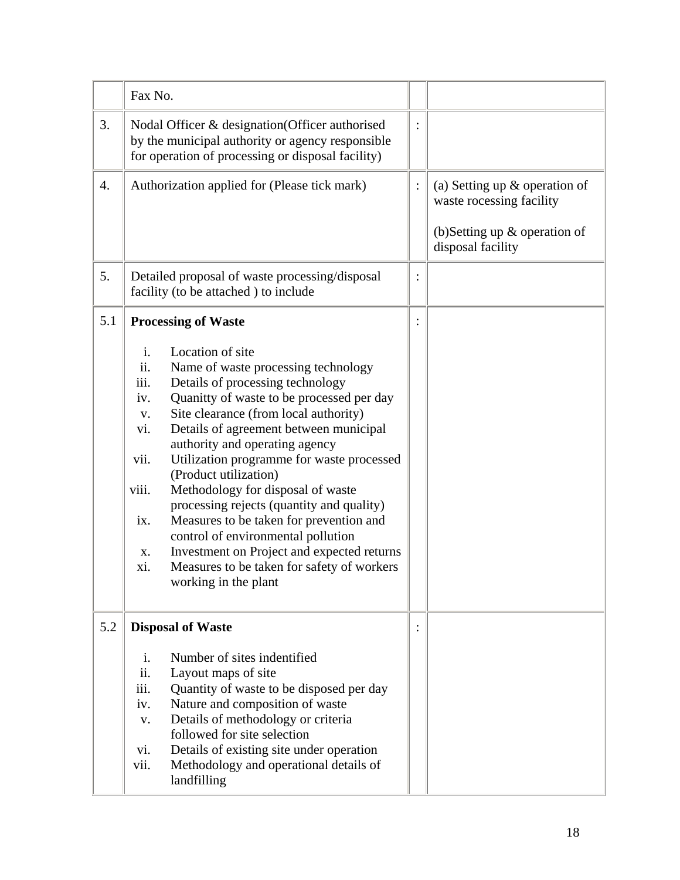|  | Fax No. |  |  |
|---|---|---|---|
| 3. | Nodal Officer & designation(Officer authorised by the municipal authority or agency responsible for operation of processing or disposal facility) | : |  |
| 4. | Authorization applied for (Please tick mark) | : | (a) Setting up & operation of waste rocessing facility<br><br>(b)Setting up & operation of disposal facility |
| 5. | Detailed proposal of waste processing/disposal facility (to be attached ) to include | : |  |
| 5.1 | **Processing of Waste**<br><br>i. Location of site<br>ii. Name of waste processing technology<br>iii. Details of processing technology<br>iv. Quanitty of waste to be processed per day<br>v. Site clearance (from local authority)<br>vi. Details of agreement between municipal authority and operating agency<br>vii. Utilization programme for waste processed (Product utilization)<br>viii. Methodology for disposal of waste processing rejects (quantity and quality)<br>ix. Measures to be taken for prevention and control of environmental pollution<br>x. Investment on Project and expected returns<br>xi. Measures to be taken for safety of workers working in the plant | : |  |
| 5.2 | **Disposal of Waste**<br><br>i. Number of sites indentified<br>ii. Layout maps of site<br>iii. Quantity of waste to be disposed per day<br>iv. Nature and composition of waste<br>v. Details of methodology or criteria followed for site selection<br>vi. Details of existing site under operation<br>vii. Methodology and operational details of landfilling | : |  |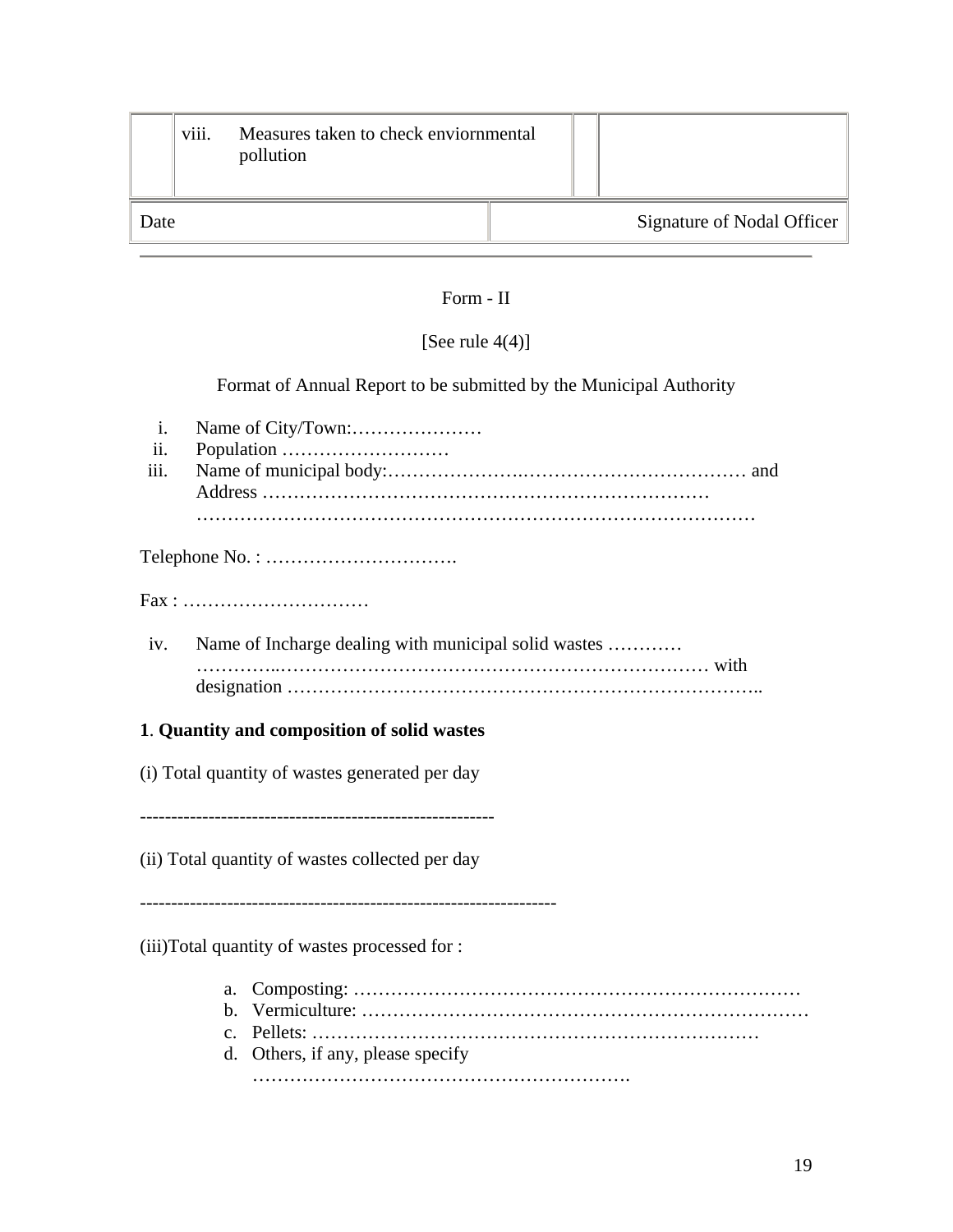|  | viii. | Measures taken to check enviornmental pollution |  |  |
|---|---|---|---|---|
| Date |  |  |  | Signature of Nodal Officer |

---

Form - II

[See rule 4(4)]

Format of Annual Report to be submitted by the Municipal Authority

i. Name of City/Town:…………………
ii. Population ………………………
iii. Name of municipal body:…………………..…………………………… and Address ……………………………………………………………… ………………………………………………………………………………

Telephone No. : ………………………….

Fax : …………………………

iv. Name of Incharge dealing with municipal solid wastes ………… …………..……………………………………………………… with designation ………………………………………………………………..

**1**. **Quantity and composition of solid wastes**

(i) Total quantity of wastes generated per day

--------------------------------------------------------

(ii) Total quantity of wastes collected per day

------------------------------------------------------------------

(iii)Total quantity of wastes processed for :

a. Composting: ………………………………………………………………
b. Vermiculture: ………………………………………………………………
c. Pellets: ………………………………………………………………
d. Others, if any, please specify …………………………………………………….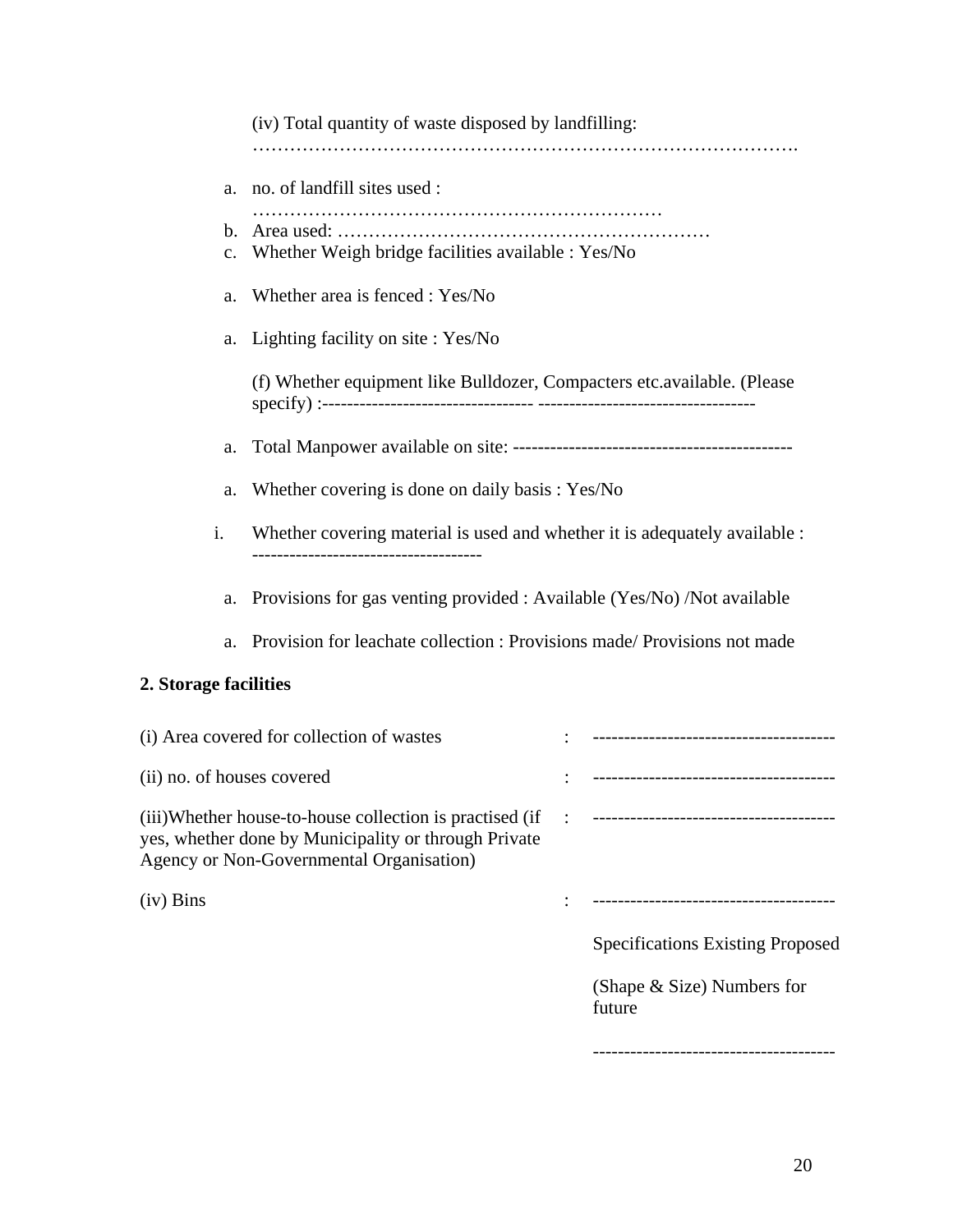(iv) Total quantity of waste disposed by landfilling: ………………………………………………………………………………….

a. no. of landfill sites used : …………………………………………………………
b. Area used: ……………………………………………………
c. Whether Weigh bridge facilities available : Yes/No

a. Whether area is fenced : Yes/No

a. Lighting facility on site : Yes/No

(f) Whether equipment like Bulldozer, Compacters etc.available. (Please specify) :--------------------------------- ----------------------------------

a. Total Manpower available on site: ---------------------------------------------

a. Whether covering is done on daily basis : Yes/No

i. Whether covering material is used and whether it is adequately available : -------------------------------------

a. Provisions for gas venting provided : Available (Yes/No) /Not available

a. Provision for leachate collection : Provisions made/ Provisions not made

**2. Storage facilities**

| | | |
|---|---|---|
| (i) Area covered for collection of wastes | : | -------------------------------------- |
| (ii) no. of houses covered | : | -------------------------------------- |
| (iii)Whether house-to-house collection is practised (if yes, whether done by Municipality or through Private Agency or Non-Governmental Organisation) | : | -------------------------------------- |
| (iv) Bins | : | -------------------------------------- |
| | | Specifications Existing Proposed |
| | | (Shape & Size) Numbers for future |
| | | -------------------------------------- |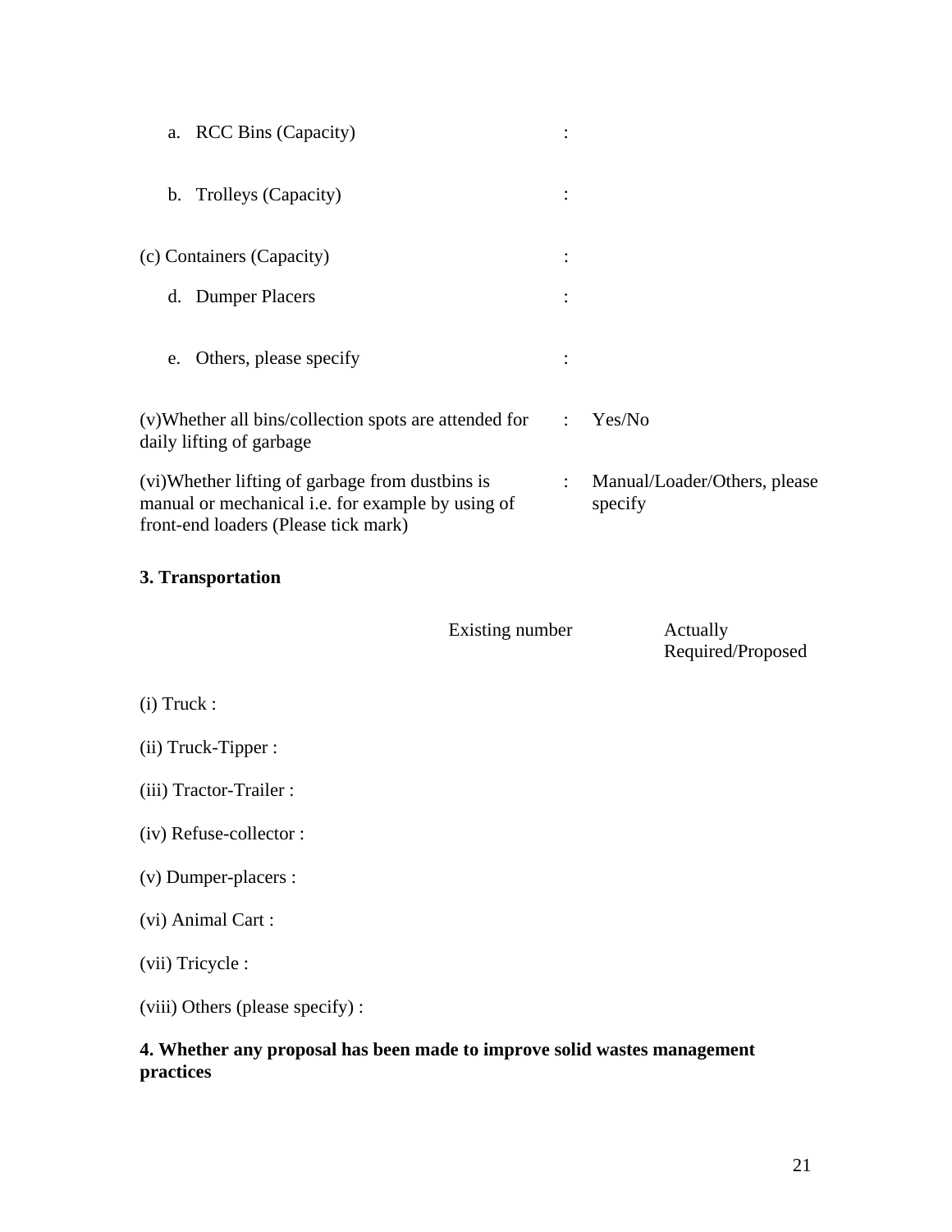a. RCC Bins (Capacity) :

b. Trolleys (Capacity) :

(c) Containers (Capacity) :

d. Dumper Placers :

e. Others, please specify :

(v)Whether all bins/collection spots are attended for daily lifting of garbage : Yes/No

(vi)Whether lifting of garbage from dustbins is manual or mechanical i.e. for example by using of front-end loaders (Please tick mark) : Manual/Loader/Others, please specify

**3. Transportation**

| | Existing number | Actually Required/Proposed |
|---|---|---|
| (i) Truck : | | |
| (ii) Truck-Tipper : | | |
| (iii) Tractor-Trailer : | | |
| (iv) Refuse-collector : | | |
| (v) Dumper-placers : | | |
| (vi) Animal Cart : | | |
| (vii) Tricycle : | | |
| (viii) Others (please specify) : | | |

**4. Whether any proposal has been made to improve solid wastes management practices**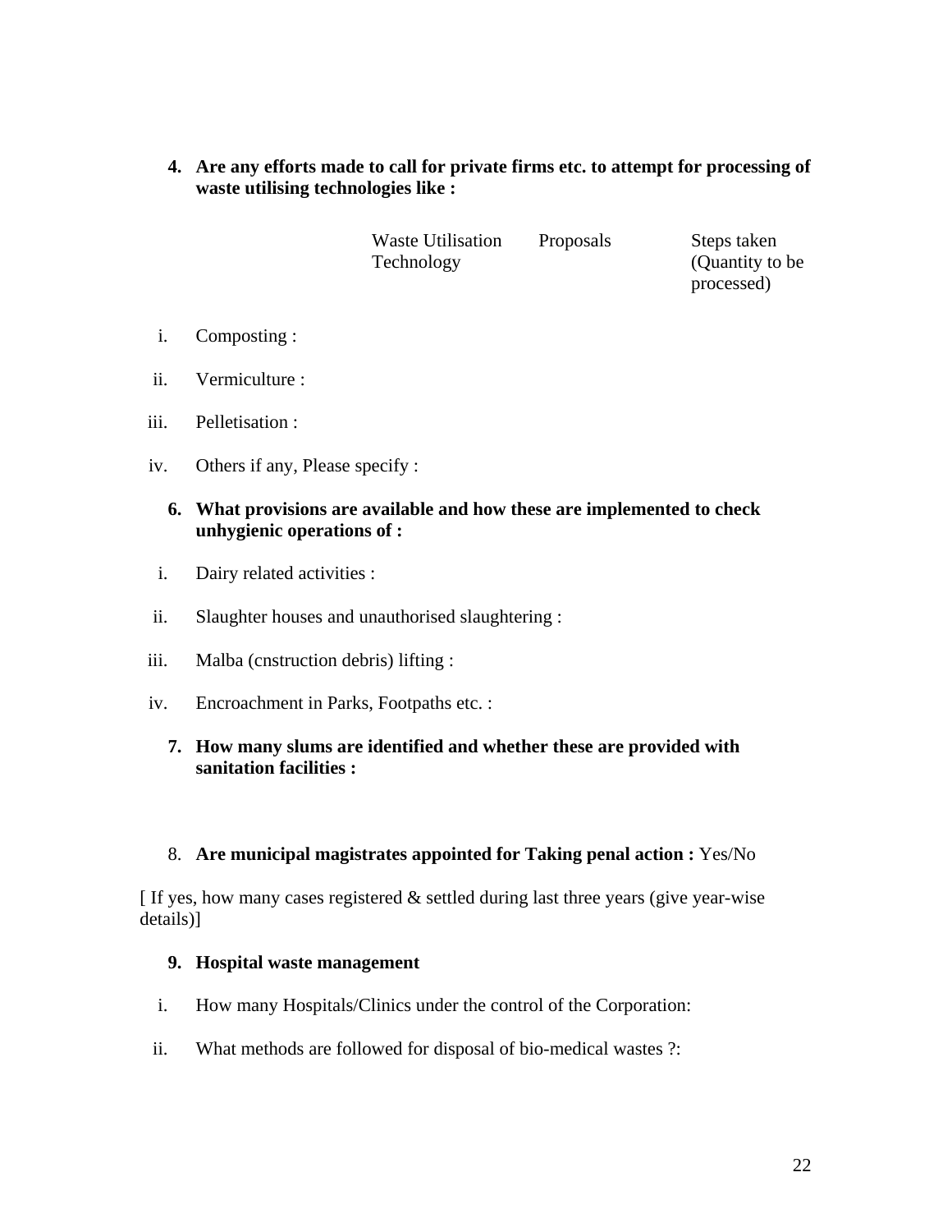**4. Are any efforts made to call for private firms etc. to attempt for processing of waste utilising technologies like :**

| Waste Utilisation Technology | Proposals | Steps taken (Quantity to be processed) |
|---|---|---|

i. Composting :

ii. Vermiculture :

iii. Pelletisation :

iv. Others if any, Please specify :

**6. What provisions are available and how these are implemented to check unhygienic operations of :**

i. Dairy related activities :

ii. Slaughter houses and unauthorised slaughtering :

iii. Malba (cnstruction debris) lifting :

iv. Encroachment in Parks, Footpaths etc. :

**7. How many slums are identified and whether these are provided with sanitation facilities :**

8. **Are municipal magistrates appointed for Taking penal action :** Yes/No

[ If yes, how many cases registered & settled during last three years (give year-wise details)]

**9. Hospital waste management**

i. How many Hospitals/Clinics under the control of the Corporation:

ii. What methods are followed for disposal of bio-medical wastes ?: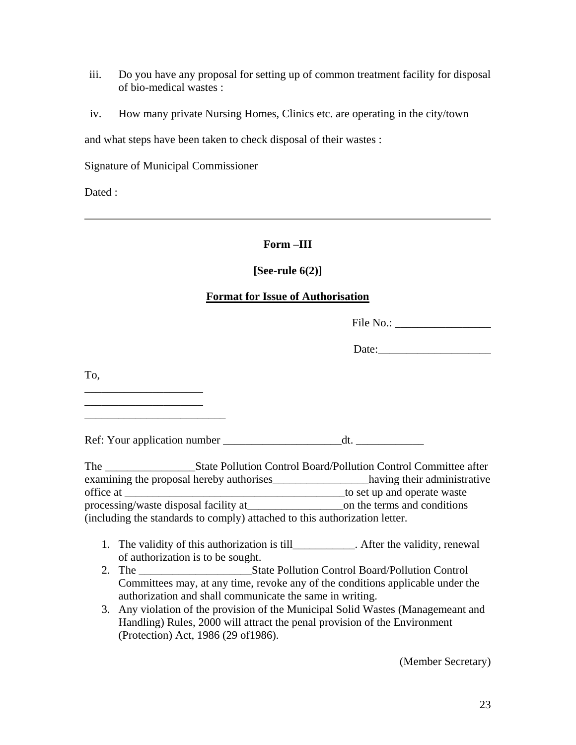iii. Do you have any proposal for setting up of common treatment facility for disposal of bio-medical wastes :

iv. How many private Nursing Homes, Clinics etc. are operating in the city/town

and what steps have been taken to check disposal of their wastes :

Signature of Municipal Commissioner

Dated :

---

**Form –III**

**[See-rule 6(2)]**

**<u>Format for Issue of Authorisation</u>**

File No.: _________________

Date:____________________

To,

_____________________

_____________________

_________________________

Ref: Your application number _____________________dt. ____________

The ________________State Pollution Control Board/Pollution Control Committee after examining the proposal hereby authorises_________________having their administrative office at ________________________________________to set up and operate waste processing/waste disposal facility at_________________on the terms and conditions (including the standards to comply) attached to this authorization letter.

1. The validity of this authorization is till___________. After the validity, renewal of authorization is to be sought.
2. The ____________________State Pollution Control Board/Pollution Control Committees may, at any time, revoke any of the conditions applicable under the authorization and shall communicate the same in writing.
3. Any violation of the provision of the Municipal Solid Wastes (Managemeant and Handling) Rules, 2000 will attract the penal provision of the Environment (Protection) Act, 1986 (29 of1986).

(Member Secretary)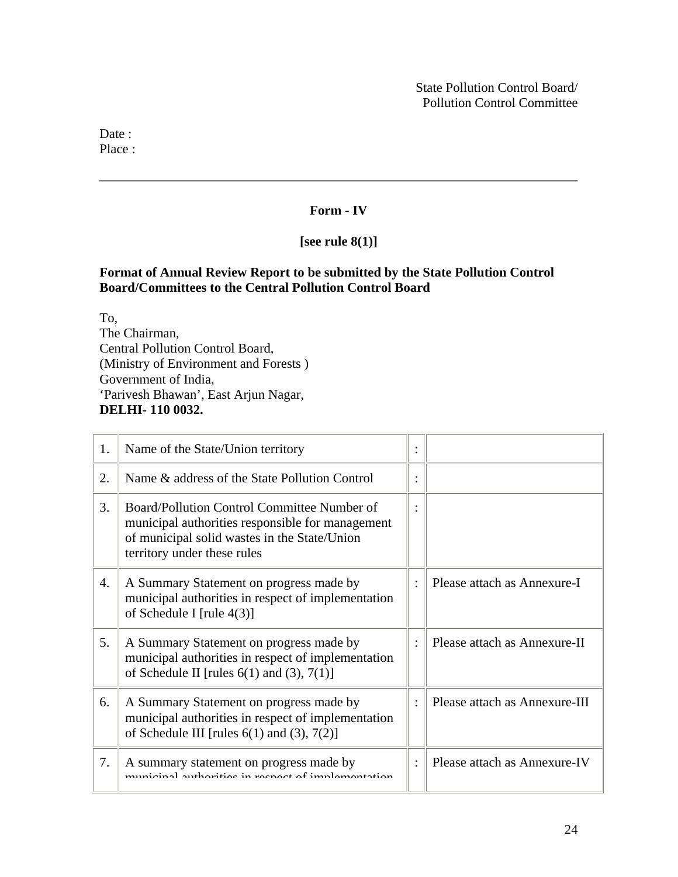State Pollution Control Board/
Pollution Control Committee

Date :
Place :

---

**Form - IV**

**[see rule 8(1)]**

**Format of Annual Review Report to be submitted by the State Pollution Control Board/Committees to the Central Pollution Control Board**

To,
The Chairman,
Central Pollution Control Board,
(Ministry of Environment and Forests )
Government of India,
'Parivesh Bhawan', East Arjun Nagar,
**DELHI- 110 0032.**

| | | | |
|---|---|---|---|
| 1. | Name of the State/Union territory | : | |
| 2. | Name & address of the State Pollution Control | : | |
| 3. | Board/Pollution Control Committee Number of municipal authorities responsible for management of municipal solid wastes in the State/Union territory under these rules | : | |
| 4. | A Summary Statement on progress made by municipal authorities in respect of implementation of Schedule I [rule 4(3)] | : | Please attach as Annexure-I |
| 5. | A Summary Statement on progress made by municipal authorities in respect of implementation of Schedule II [rules 6(1) and (3), 7(1)] | : | Please attach as Annexure-II |
| 6. | A Summary Statement on progress made by municipal authorities in respect of implementation of Schedule III [rules 6(1) and (3), 7(2)] | : | Please attach as Annexure-III |
| 7. | A summary statement on progress made by municipal authorities in respect of implementation | : | Please attach as Annexure-IV |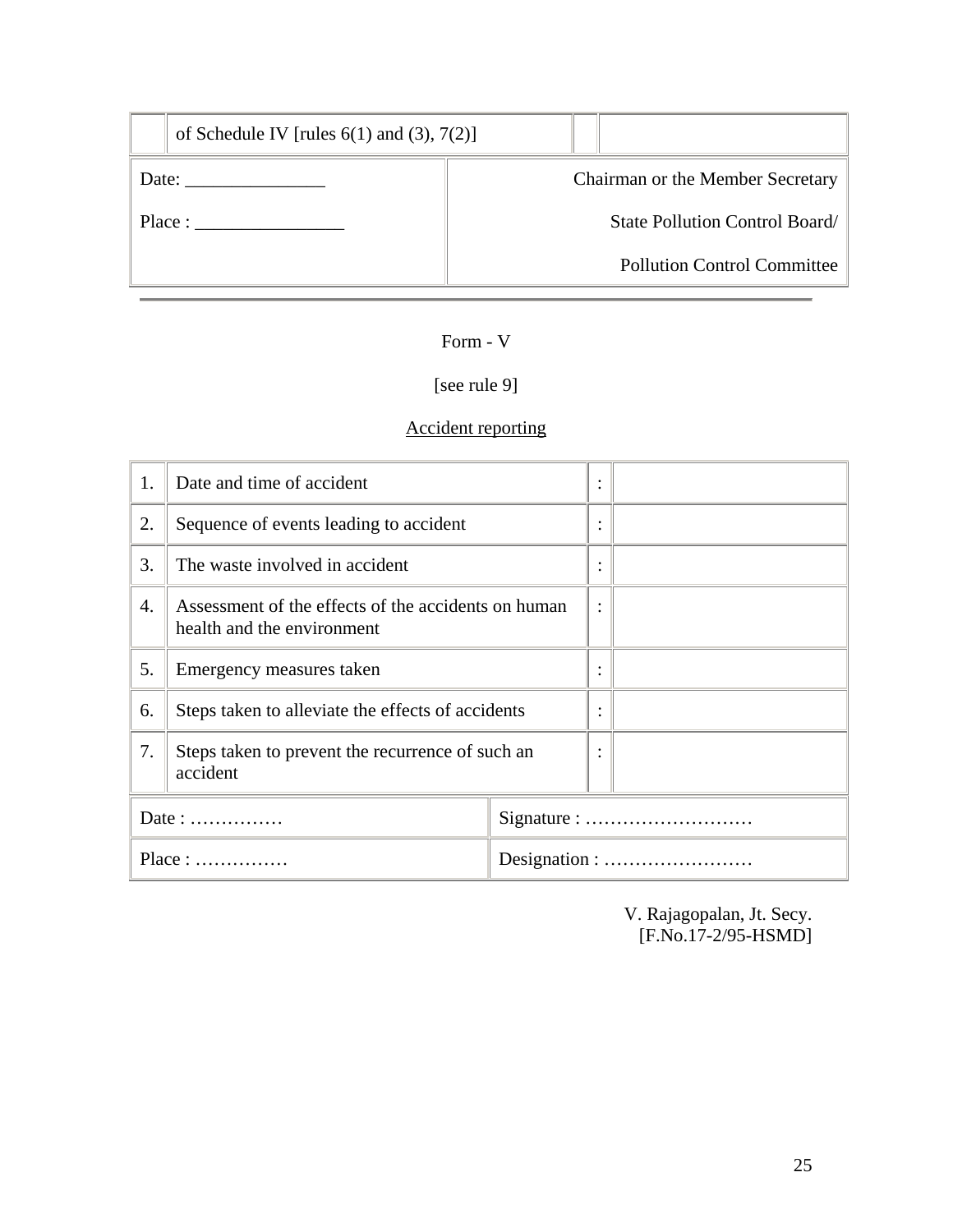| | | | |
|---|---|---|---|
| | of Schedule IV [rules 6(1) and (3), 7(2)] | | |

| | |
|---|---|
| Date: _______________<br><br>Place : ________________ | Chairman or the Member Secretary<br><br>State Pollution Control Board/<br><br>Pollution Control Committee |

---

Form - V

[see rule 9]

Accident reporting

| | | | |
|---|---|---|---|
| 1. | Date and time of accident | : | |
| 2. | Sequence of events leading to accident | : | |
| 3. | The waste involved in accident | : | |
| 4. | Assessment of the effects of the accidents on human health and the environment | : | |
| 5. | Emergency measures taken | : | |
| 6. | Steps taken to alleviate the effects of accidents | : | |
| 7. | Steps taken to prevent the recurrence of such an accident | : | |

| | |
|---|---|
| Date : …………… | Signature : ……………………… |
| Place : …………… | Designation : …………………… |

V. Rajagopalan, Jt. Secy.
[F.No.17-2/95-HSMD]